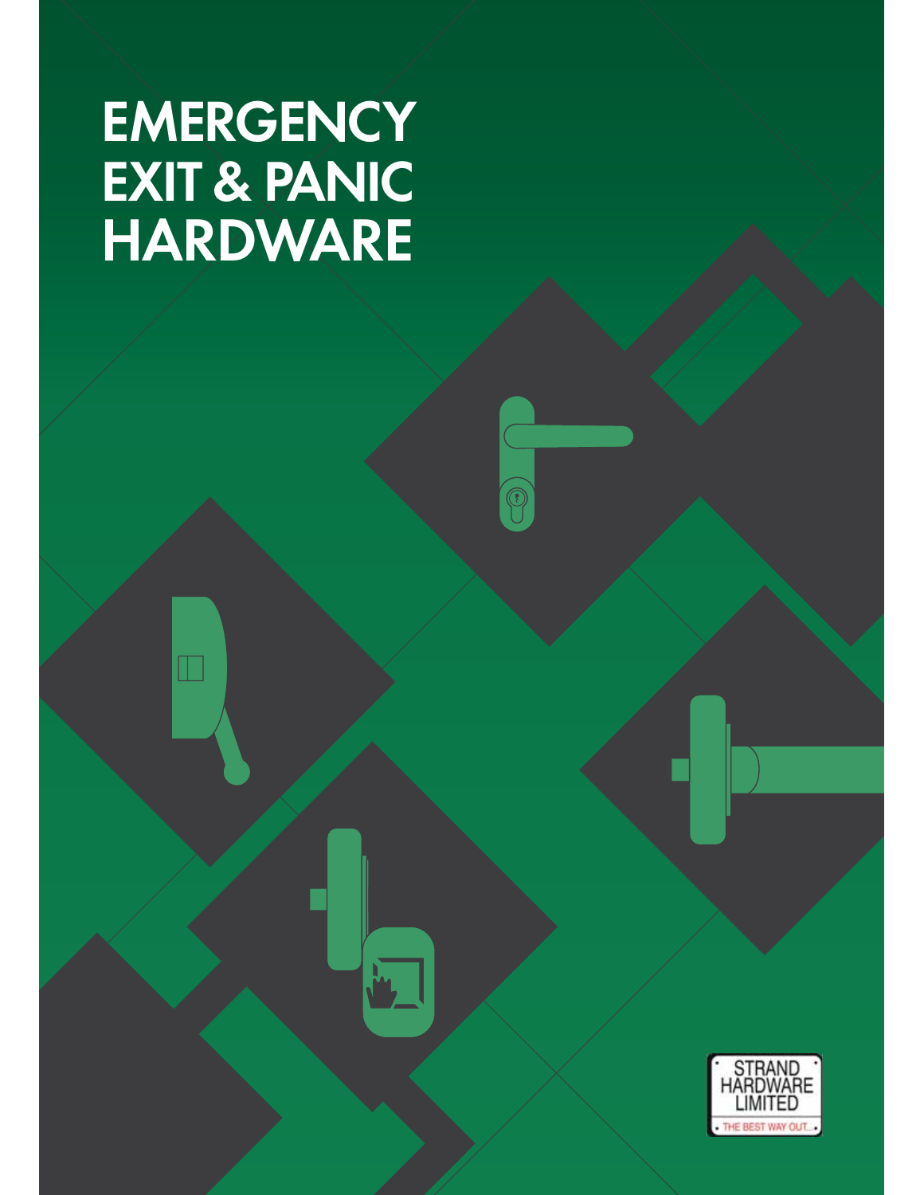# EMERGENCY EXIT & PANIC HARDWARE

STRAND HARDWARE LIMITED

THE BEST WAY OUT...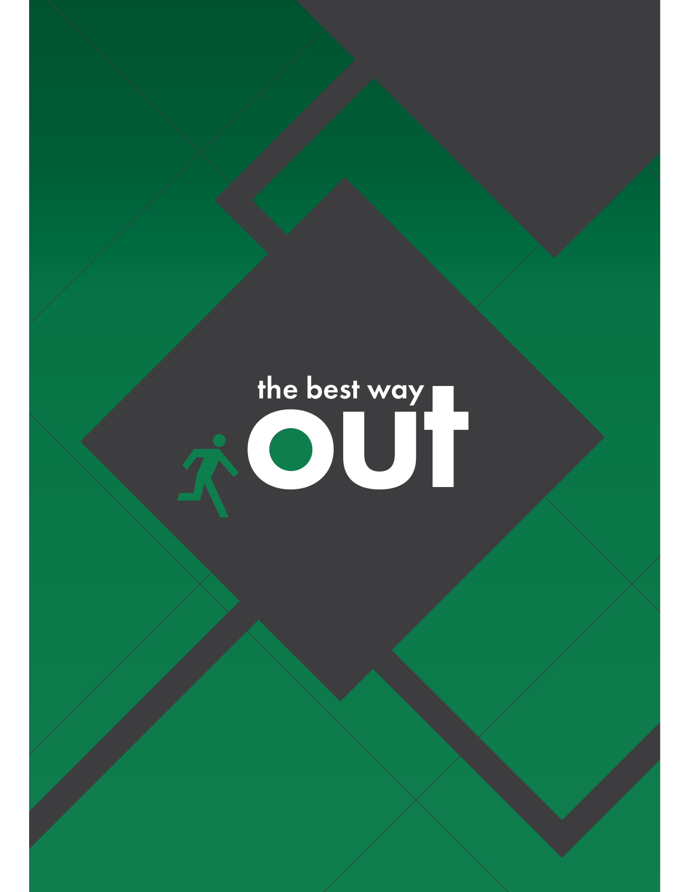# the best way out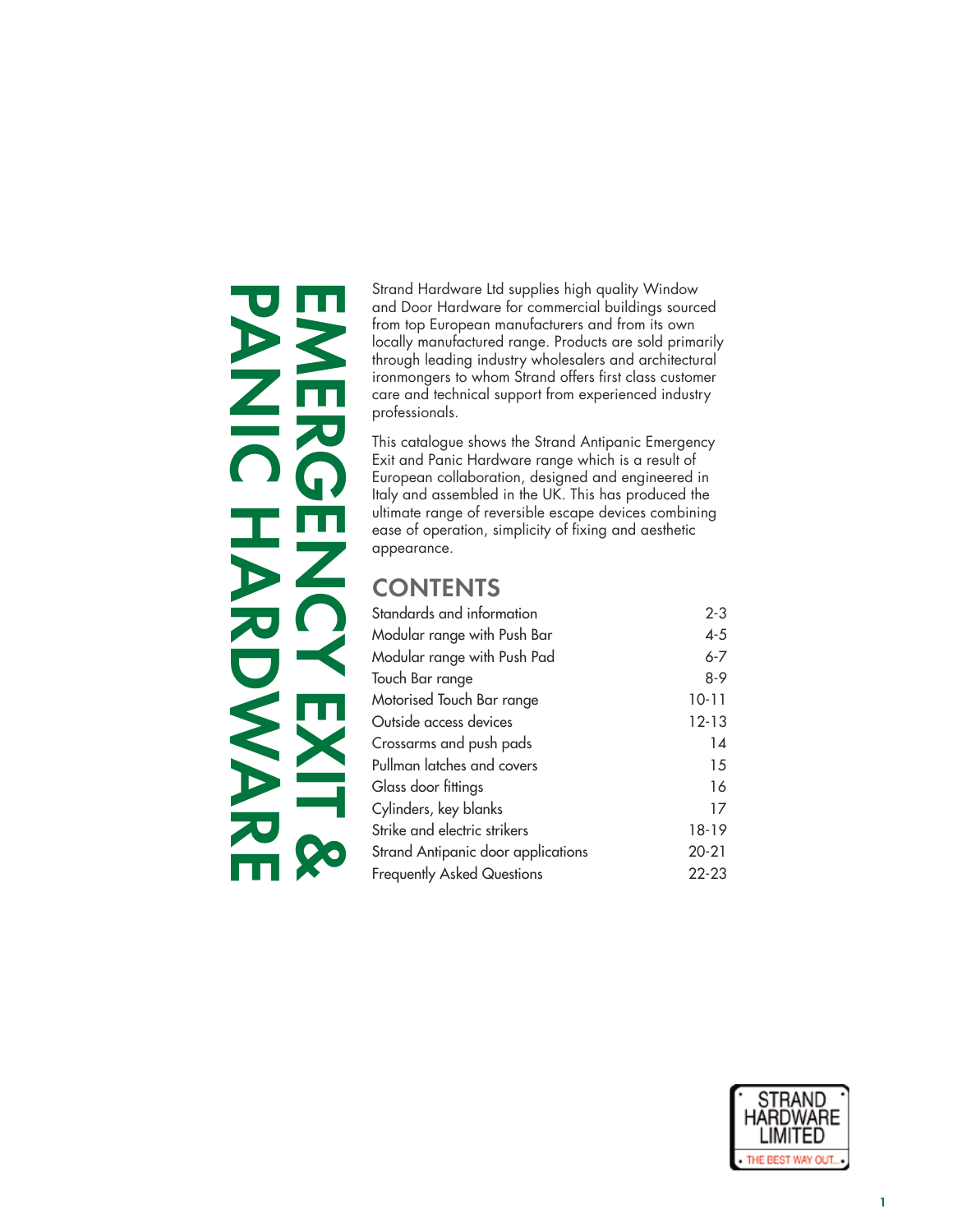# EMERGENCY EXIT & PANIC HARDWARE

Strand Hardware Ltd supplies high quality Window and Door Hardware for commercial buildings sourced from top European manufacturers and from its own locally manufactured range. Products are sold primarily through leading industry wholesalers and architectural ironmongers to whom Strand offers first class customer care and technical support from experienced industry professionals.

This catalogue shows the Strand Antipanic Emergency Exit and Panic Hardware range which is a result of European collaboration, designed and engineered in Italy and assembled in the UK. This has produced the ultimate range of reversible escape devices combining ease of operation, simplicity of fixing and aesthetic appearance.

## CONTENTS

| | |
|---|---|
| Standards and information | 2-3 |
| Modular range with Push Bar | 4-5 |
| Modular range with Push Pad | 6-7 |
| Touch Bar range | 8-9 |
| Motorised Touch Bar range | 10-11 |
| Outside access devices | 12-13 |
| Crossarms and push pads | 14 |
| Pullman latches and covers | 15 |
| Glass door fittings | 16 |
| Cylinders, key blanks | 17 |
| Strike and electric strikers | 18-19 |
| Strand Antipanic door applications | 20-21 |
| Frequently Asked Questions | 22-23 |

STRAND HARDWARE LIMITED
THE BEST WAY OUT...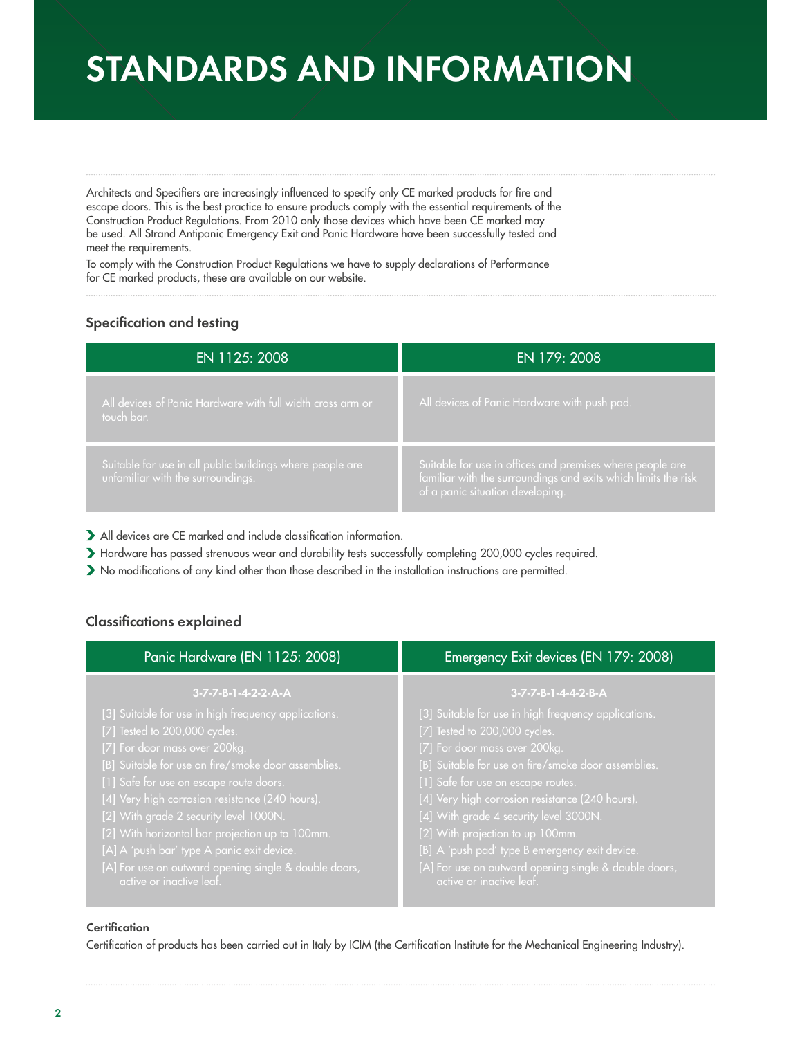# STANDARDS AND INFORMATION

Architects and Specifiers are increasingly influenced to specify only CE marked products for fire and escape doors. This is the best practice to ensure products comply with the essential requirements of the Construction Product Regulations. From 2010 only those devices which have been CE marked may be used. All Strand Antipanic Emergency Exit and Panic Hardware have been successfully tested and meet the requirements.

To comply with the Construction Product Regulations we have to supply declarations of Performance for CE marked products, these are available on our website.

### Specification and testing

| EN 1125: 2008 | EN 179: 2008 |
| --- | --- |
| All devices of Panic Hardware with full width cross arm or touch bar. | All devices of Panic Hardware with push pad. |
| Suitable for use in all public buildings where people are unfamiliar with the surroundings. | Suitable for use in offices and premises where people are familiar with the surroundings and exits which limits the risk of a panic situation developing. |

- All devices are CE marked and include classification information.
- Hardware has passed strenuous wear and durability tests successfully completing 200,000 cycles required.
- No modifications of any kind other than those described in the installation instructions are permitted.

### Classifications explained

| Panic Hardware (EN 1125: 2008) | Emergency Exit devices (EN 179: 2008) |
| --- | --- |
| **3-7-7-B-1-4-2-2-A-A** | **3-7-7-B-1-4-4-2-B-A** |
| [3] Suitable for use in high frequency applications. | [3] Suitable for use in high frequency applications. |
| [7] Tested to 200,000 cycles. | [7] Tested to 200,000 cycles. |
| [7] For door mass over 200kg. | [7] For door mass over 200kg. |
| [B] Suitable for use on fire/smoke door assemblies. | [B] Suitable for use on fire/smoke door assemblies. |
| [1] Safe for use on escape route doors. | [1] Safe for use on escape routes. |
| [4] Very high corrosion resistance (240 hours). | [4] Very high corrosion resistance (240 hours). |
| [2] With grade 2 security level 1000N. | [4] With grade 4 security level 3000N. |
| [2] With horizontal bar projection up to 100mm. | [2] With projection to up 100mm. |
| [A] A 'push bar' type A panic exit device. | [B] A 'push pad' type B emergency exit device. |
| [A] For use on outward opening single & double doors, active or inactive leaf. | [A] For use on outward opening single & double doors, active or inactive leaf. |

#### Certification

Certification of products has been carried out in Italy by ICIM (the Certification Institute for the Mechanical Engineering Industry).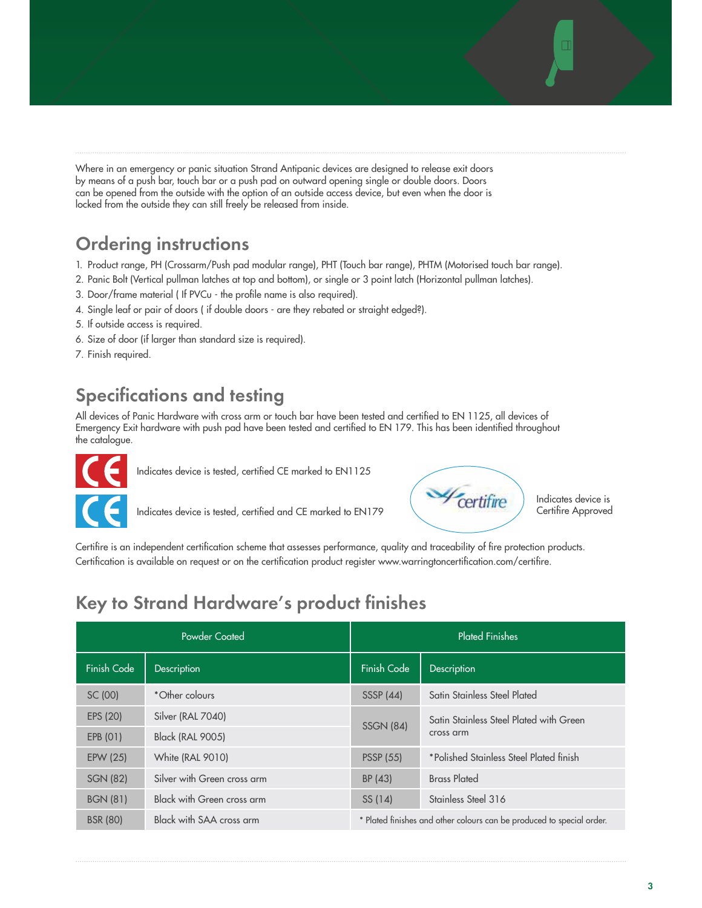Where in an emergency or panic situation Strand Antipanic devices are designed to release exit doors by means of a push bar, touch bar or a push pad on outward opening single or double doors. Doors can be opened from the outside with the option of an outside access device, but even when the door is locked from the outside they can still freely be released from inside.

## Ordering instructions

1. Product range, PH (Crossarm/Push pad modular range), PHT (Touch bar range), PHTM (Motorised touch bar range).
2. Panic Bolt (Vertical pullman latches at top and bottom), or single or 3 point latch (Horizontal pullman latches).
3. Door/frame material ( If PVCu - the profile name is also required).
4. Single leaf or pair of doors ( if double doors - are they rebated or straight edged?).
5. If outside access is required.
6. Size of door (if larger than standard size is required).
7. Finish required.

## Specifications and testing

All devices of Panic Hardware with cross arm or touch bar have been tested and certified to EN 1125, all devices of Emergency Exit hardware with push pad have been tested and certified to EN 179. This has been identified throughout the catalogue.

CE – Indicates device is tested, certified CE marked to EN1125

CE – Indicates device is tested, certified and CE marked to EN179

certifire – Indicates device is Certifire Approved

Certifire is an independent certification scheme that assesses performance, quality and traceability of fire protection products. Certification is available on request or on the certification product register www.warringtoncertification.com/certifire.

## Key to Strand Hardware's product finishes

| Powder Coated | | Plated Finishes | |
|---|---|---|---|
| Finish Code | Description | Finish Code | Description |
| SC (00) | *Other colours | SSSP (44) | Satin Stainless Steel Plated |
| EPS (20) | Silver (RAL 7040) | SSGN (84) | Satin Stainless Steel Plated with Green cross arm |
| EPB (01) | Black (RAL 9005) | | |
| EPW (25) | White (RAL 9010) | PSSP (55) | *Polished Stainless Steel Plated finish |
| SGN (82) | Silver with Green cross arm | BP (43) | Brass Plated |
| BGN (81) | Black with Green cross arm | SS (14) | Stainless Steel 316 |
| BSR (80) | Black with SAA cross arm | * Plated finishes and other colours can be produced to special order. | |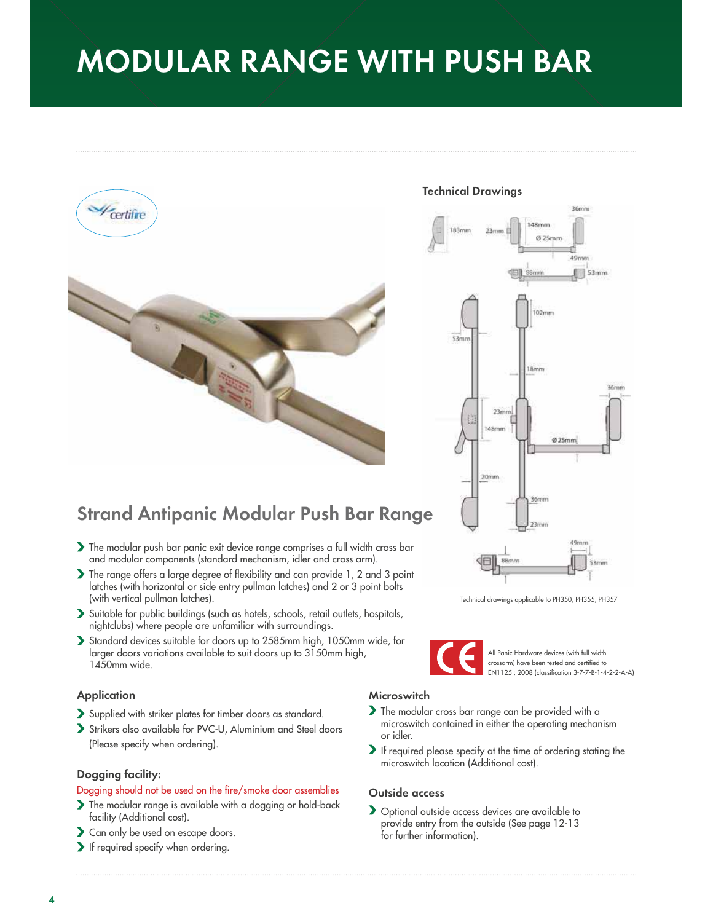# MODULAR RANGE WITH PUSH BAR

## Strand Antipanic Modular Push Bar Range

- The modular push bar panic exit device range comprises a full width cross bar and modular components (standard mechanism, idler and cross arm).
- The range offers a large degree of flexibility and can provide 1, 2 and 3 point latches (with horizontal or side entry pullman latches) and 2 or 3 point bolts (with vertical pullman latches).
- Suitable for public buildings (such as hotels, schools, retail outlets, hospitals, nightclubs) where people are unfamiliar with surroundings.
- Standard devices suitable for doors up to 2585mm high, 1050mm wide, for larger doors variations available to suit doors up to 3150mm high, 1450mm wide.

### Technical Drawings

Technical drawings applicable to PH350, PH355, PH357

All Panic Hardware devices (with full width crossarm) have been tested and certified to EN1125 : 2008 (classification 3-7-7-B-1-4-2-2-A-A)

### Application

- Supplied with striker plates for timber doors as standard.
- Strikers also available for PVC-U, Aluminium and Steel doors (Please specify when ordering).

### Dogging facility:

Dogging should not be used on the fire/smoke door assemblies

- The modular range is available with a dogging or hold-back facility (Additional cost).
- Can only be used on escape doors.
- If required specify when ordering.

### Microswitch

- The modular cross bar range can be provided with a microswitch contained in either the operating mechanism or idler.
- If required please specify at the time of ordering stating the microswitch location (Additional cost).

### Outside access

- Optional outside access devices are available to provide entry from the outside (See page 12-13 for further information).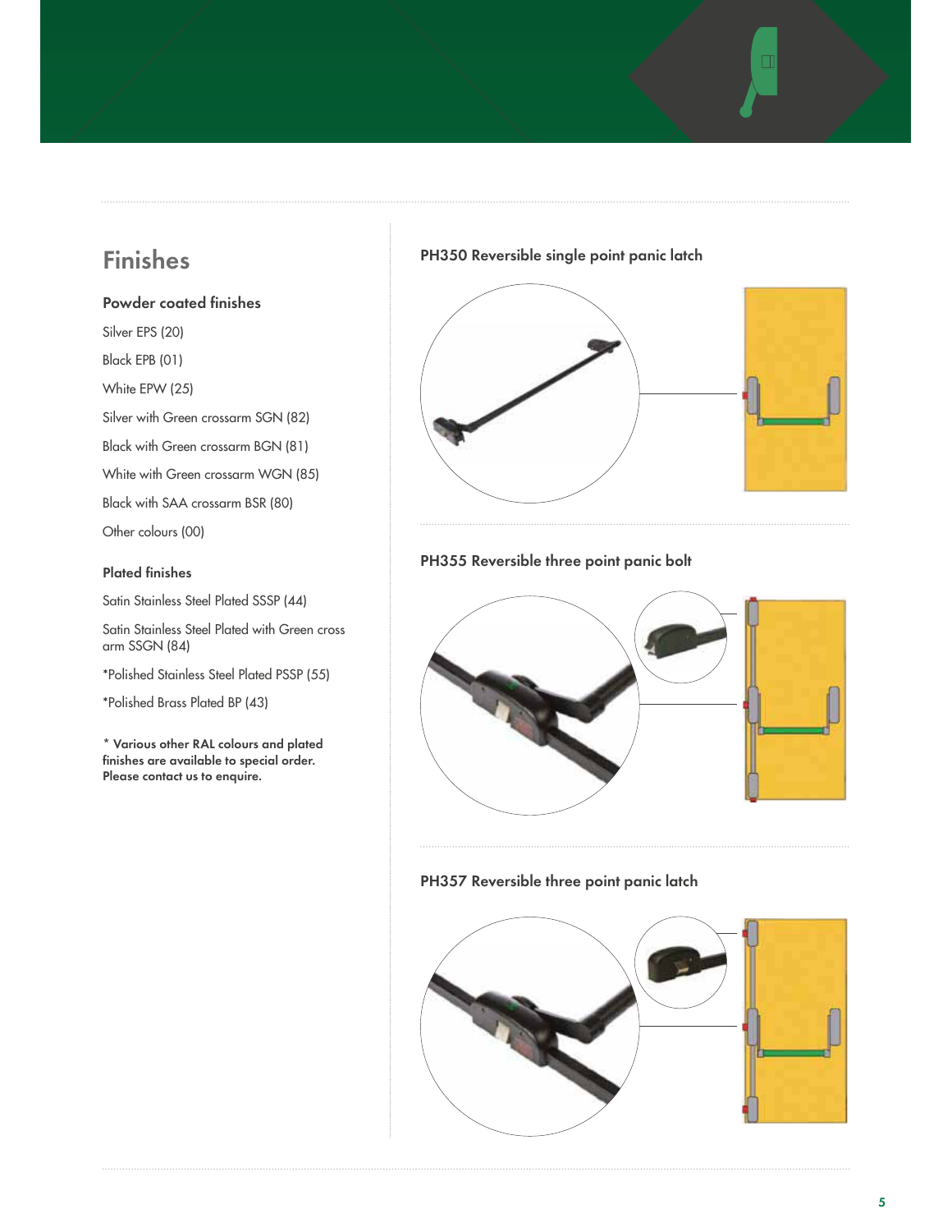## Finishes

### Powder coated finishes

Silver EPS (20)

Black EPB (01)

White EPW (25)

Silver with Green crossarm SGN (82)

Black with Green crossarm BGN (81)

White with Green crossarm WGN (85)

Black with SAA crossarm BSR (80)

Other colours (00)

### Plated finishes

Satin Stainless Steel Plated SSSP (44)

Satin Stainless Steel Plated with Green cross arm SSGN (84)

*Polished Stainless Steel Plated PSSP (55)

*Polished Brass Plated BP (43)

**\* Various other RAL colours and plated finishes are available to special order. Please contact us to enquire.**

### PH350 Reversible single point panic latch

### PH355 Reversible three point panic bolt

### PH357 Reversible three point panic latch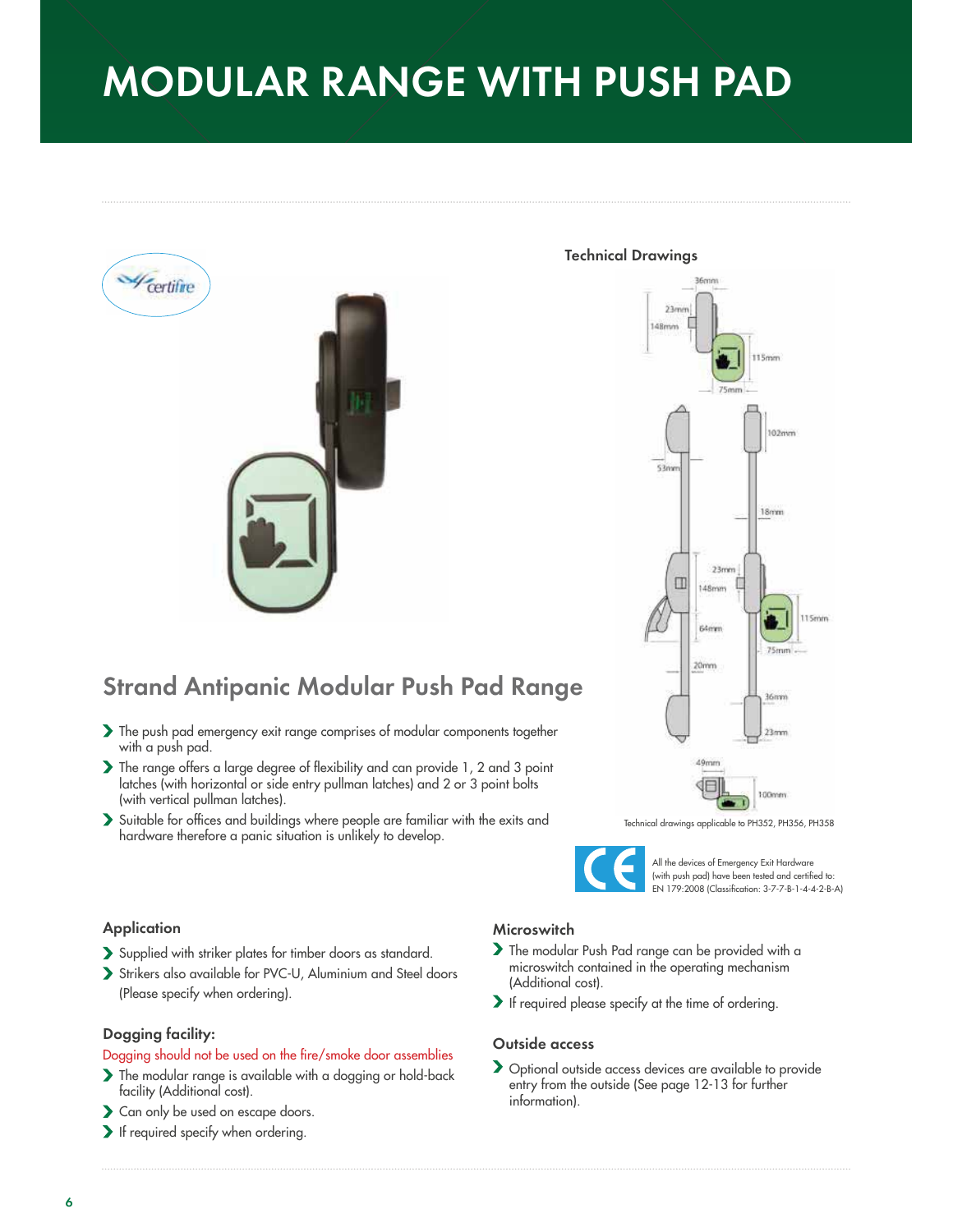# MODULAR RANGE WITH PUSH PAD

Technical Drawings

Technical drawings applicable to PH352, PH356, PH358

## Strand Antipanic Modular Push Pad Range

- The push pad emergency exit range comprises of modular components together with a push pad.
- The range offers a large degree of flexibility and can provide 1, 2 and 3 point latches (with horizontal or side entry pullman latches) and 2 or 3 point bolts (with vertical pullman latches).
- Suitable for offices and buildings where people are familiar with the exits and hardware therefore a panic situation is unlikely to develop.

All the devices of Emergency Exit Hardware (with push pad) have been tested and certified to: EN 179:2008 (Classification: 3-7-7-B-1-4-4-2-B-A)

### Application

- Supplied with striker plates for timber doors as standard.
- Strikers also available for PVC-U, Aluminium and Steel doors (Please specify when ordering).

### Dogging facility:

Dogging should not be used on the fire/smoke door assemblies

- The modular range is available with a dogging or hold-back facility (Additional cost).
- Can only be used on escape doors.
- If required specify when ordering.

### Microswitch

- The modular Push Pad range can be provided with a microswitch contained in the operating mechanism (Additional cost).
- If required please specify at the time of ordering.

### Outside access

- Optional outside access devices are available to provide entry from the outside (See page 12-13 for further information).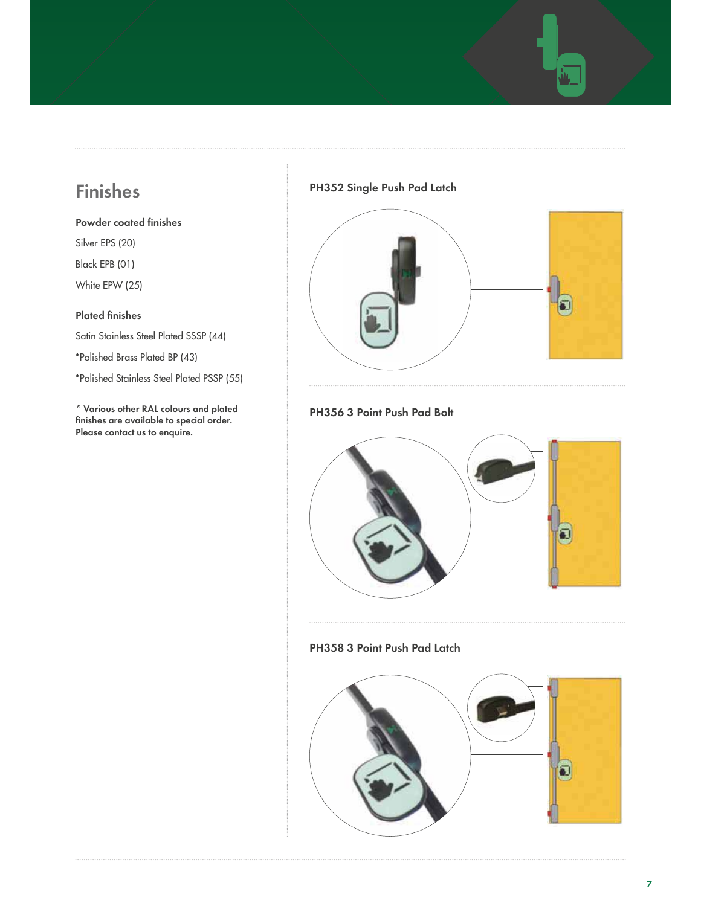## Finishes

**Powder coated finishes**

Silver EPS (20)

Black EPB (01)

White EPW (25)

**Plated finishes**

Satin Stainless Steel Plated SSSP (44)

*Polished Brass Plated BP (43)

*Polished Stainless Steel Plated PSSP (55)

**\* Various other RAL colours and plated finishes are available to special order. Please contact us to enquire.**

### PH352 Single Push Pad Latch

### PH356 3 Point Push Pad Bolt

### PH358 3 Point Push Pad Latch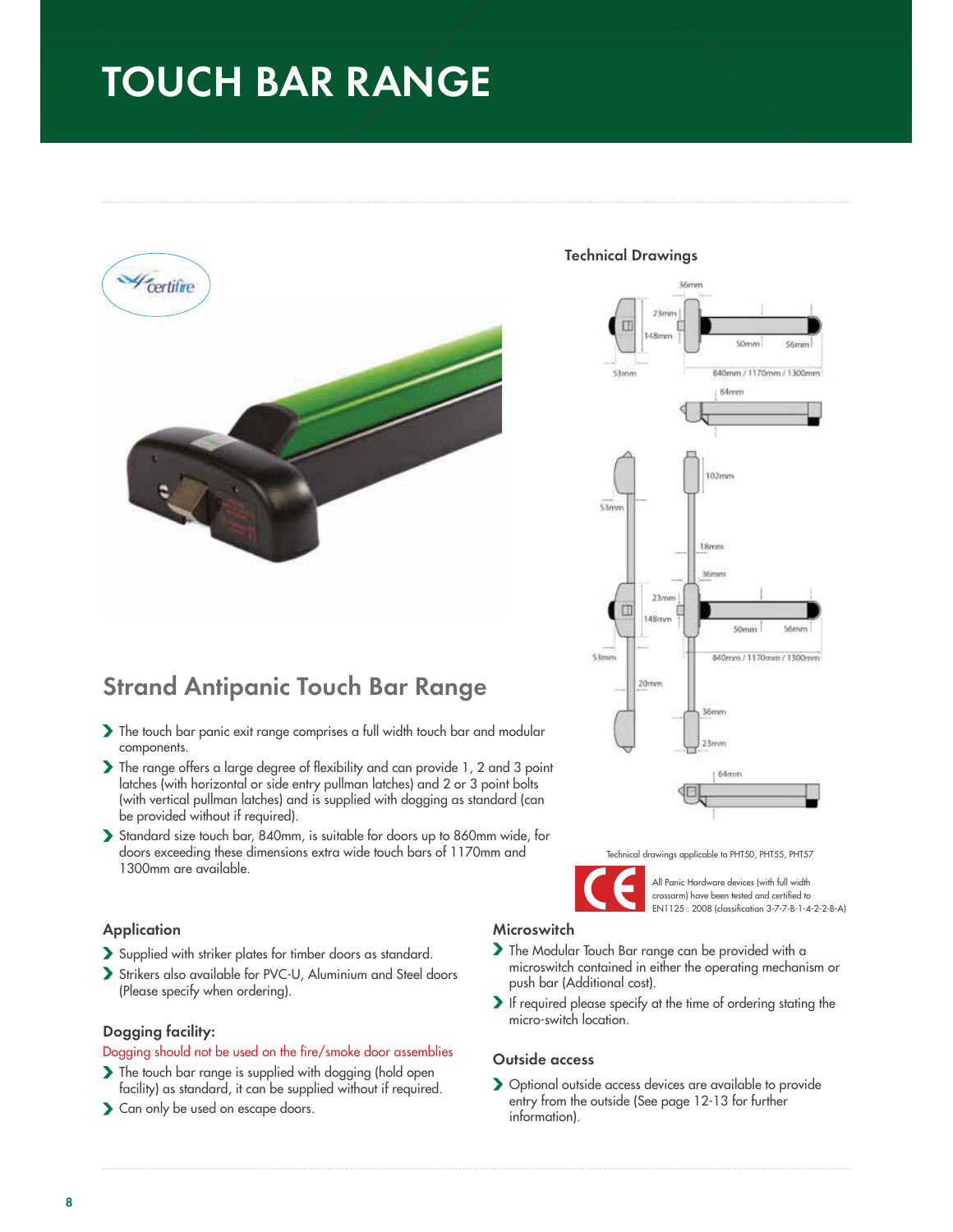# TOUCH BAR RANGE

### Technical Drawings

Technical drawings applicable to PHT50, PHT55, PHT57

All Panic Hardware devices (with full width crossarm) have been tested and certified to EN1125 : 2008 (classification 3-7-7-B-1-4-2-2-B-A)

## Strand Antipanic Touch Bar Range

- The touch bar panic exit range comprises a full width touch bar and modular components.
- The range offers a large degree of flexibility and can provide 1, 2 and 3 point latches (with horizontal or side entry pullman latches) and 2 or 3 point bolts (with vertical pullman latches) and is supplied with dogging as standard (can be provided without if required).
- Standard size touch bar, 840mm, is suitable for doors up to 860mm wide, for doors exceeding these dimensions extra wide touch bars of 1170mm and 1300mm are available.

### Application

- Supplied with striker plates for timber doors as standard.
- Strikers also available for PVC-U, Aluminium and Steel doors (Please specify when ordering).

### Dogging facility:

Dogging should not be used on the fire/smoke door assemblies

- The touch bar range is supplied with dogging (hold open facility) as standard, it can be supplied without if required.
- Can only be used on escape doors.

### Microswitch

- The Modular Touch Bar range can be provided with a microswitch contained in either the operating mechanism or push bar (Additional cost).
- If required please specify at the time of ordering stating the micro-switch location.

### Outside access

- Optional outside access devices are available to provide entry from the outside (See page 12-13 for further information).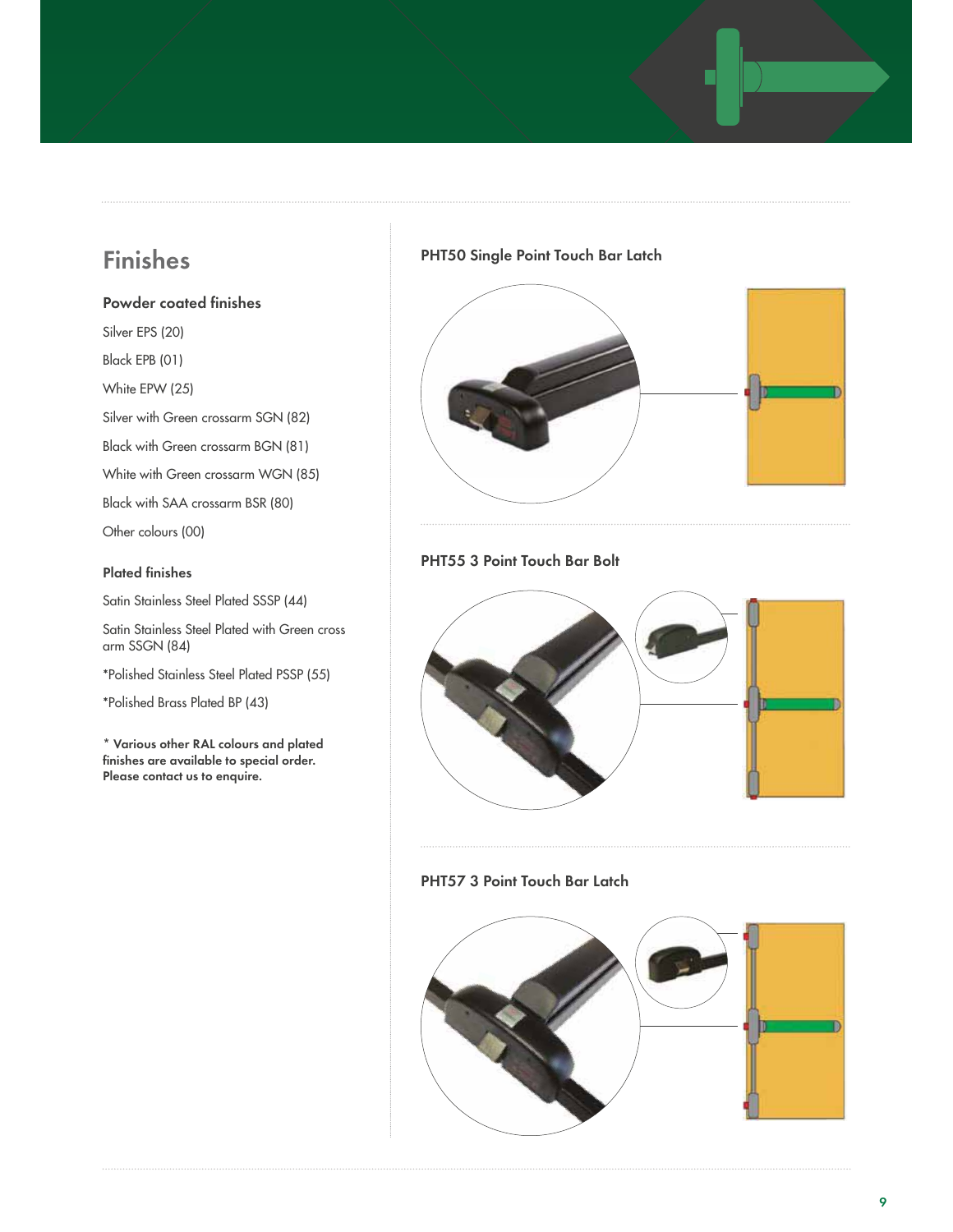## Finishes

### Powder coated finishes

Silver EPS (20)

Black EPB (01)

White EPW (25)

Silver with Green crossarm SGN (82)

Black with Green crossarm BGN (81)

White with Green crossarm WGN (85)

Black with SAA crossarm BSR (80)

Other colours (00)

### Plated finishes

Satin Stainless Steel Plated SSSP (44)

Satin Stainless Steel Plated with Green cross arm SSGN (84)

*Polished Stainless Steel Plated PSSP (55)

*Polished Brass Plated BP (43)

**\* Various other RAL colours and plated finishes are available to special order. Please contact us to enquire.**

### PHT50 Single Point Touch Bar Latch

### PHT55 3 Point Touch Bar Bolt

### PHT57 3 Point Touch Bar Latch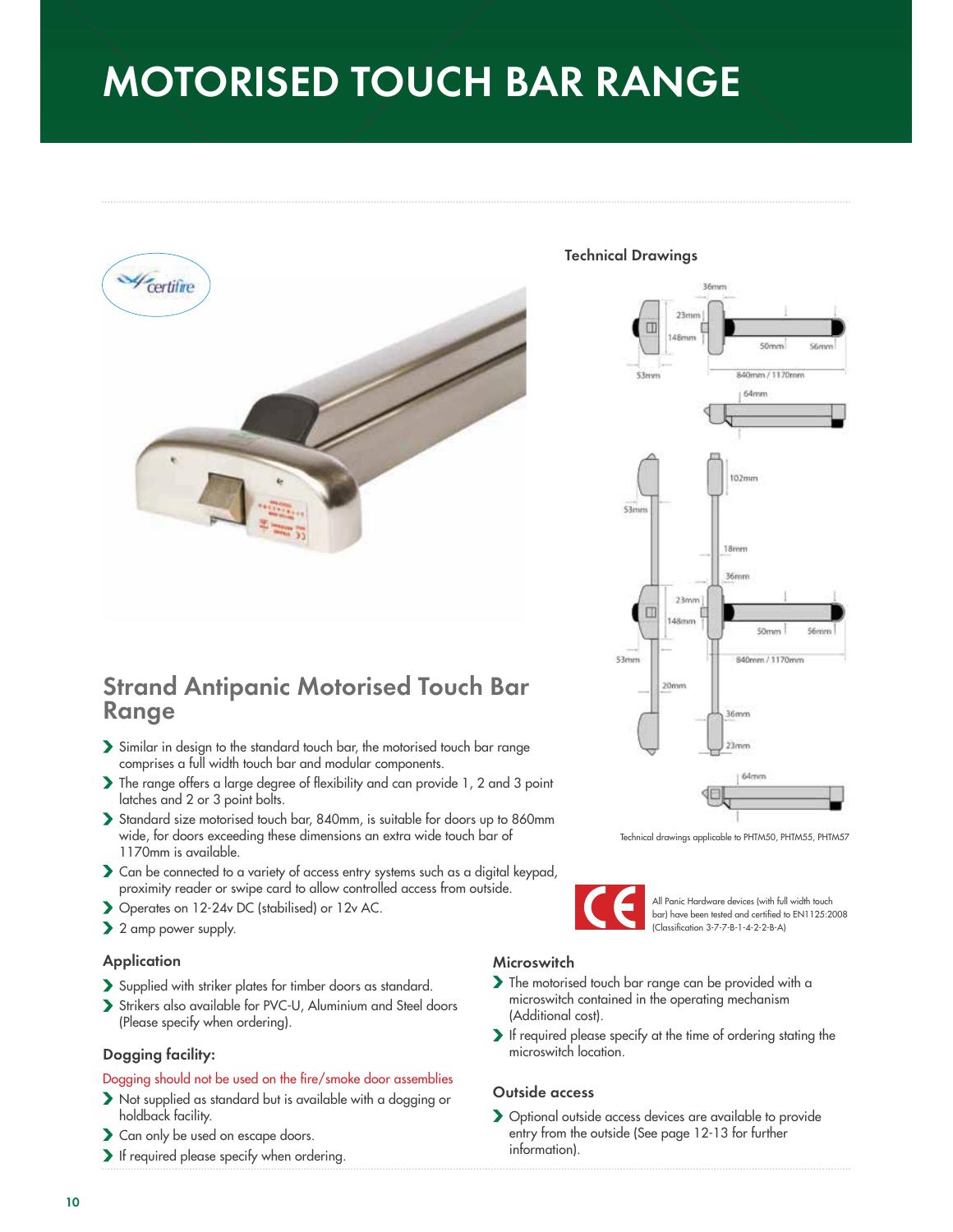# MOTORISED TOUCH BAR RANGE

## Strand Antipanic Motorised Touch Bar Range

- Similar in design to the standard touch bar, the motorised touch bar range comprises a full width touch bar and modular components.
- The range offers a large degree of flexibility and can provide 1, 2 and 3 point latches and 2 or 3 point bolts.
- Standard size motorised touch bar, 840mm, is suitable for doors up to 860mm wide, for doors exceeding these dimensions an extra wide touch bar of 1170mm is available.
- Can be connected to a variety of access entry systems such as a digital keypad, proximity reader or swipe card to allow controlled access from outside.
- Operates on 12-24v DC (stabilised) or 12v AC.
- 2 amp power supply.

### Application

- Supplied with striker plates for timber doors as standard.
- Strikers also available for PVC-U, Aluminium and Steel doors (Please specify when ordering).

### Dogging facility:

Dogging should not be used on the fire/smoke door assemblies

- Not supplied as standard but is available with a dogging or holdback facility.
- Can only be used on escape doors.
- If required please specify when ordering.

### Technical Drawings

Technical drawings applicable to PHTM50, PHTM55, PHTM57

All Panic Hardware devices (with full width touch bar) have been tested and certified to EN1125:2008 (Classification 3-7-7-B-1-4-2-2-B-A)

### Microswitch

- The motorised touch bar range can be provided with a microswitch contained in the operating mechanism (Additional cost).
- If required please specify at the time of ordering stating the microswitch location.

### Outside access

- Optional outside access devices are available to provide entry from the outside (See page 12-13 for further information).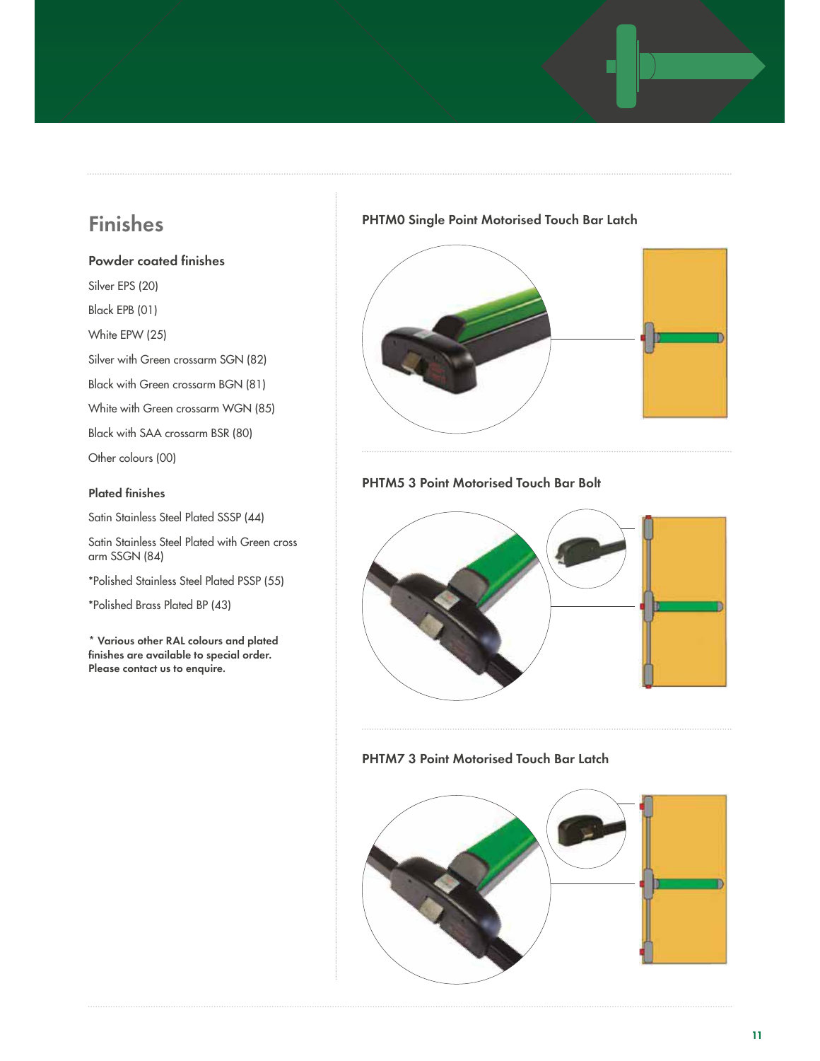## Finishes

### Powder coated finishes

Silver EPS (20)

Black EPB (01)

White EPW (25)

Silver with Green crossarm SGN (82)

Black with Green crossarm BGN (81)

White with Green crossarm WGN (85)

Black with SAA crossarm BSR (80)

Other colours (00)

### Plated finishes

Satin Stainless Steel Plated SSSP (44)

Satin Stainless Steel Plated with Green cross arm SSGN (84)

*Polished Stainless Steel Plated PSSP (55)

*Polished Brass Plated BP (43)

**\* Various other RAL colours and plated finishes are available to special order. Please contact us to enquire.**

### PHTM0 Single Point Motorised Touch Bar Latch

### PHTM5 3 Point Motorised Touch Bar Bolt

### PHTM7 3 Point Motorised Touch Bar Latch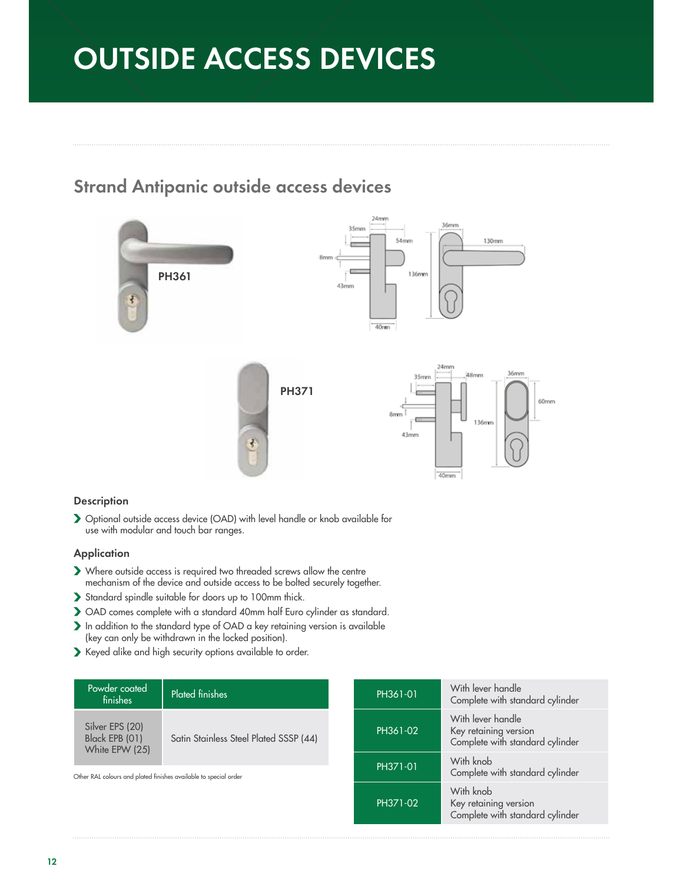# OUTSIDE ACCESS DEVICES

## Strand Antipanic outside access devices

PH361

PH371

### Description

- Optional outside access device (OAD) with level handle or knob available for use with modular and touch bar ranges.

### Application

- Where outside access is required two threaded screws allow the centre mechanism of the device and outside access to be bolted securely together.
- Standard spindle suitable for doors up to 100mm thick.
- OAD comes complete with a standard 40mm half Euro cylinder as standard.
- In addition to the standard type of OAD a key retaining version is available (key can only be withdrawn in the locked position).
- Keyed alike and high security options available to order.

| Powder coated finishes | Plated finishes |
|---|---|
| Silver EPS (20)<br>Black EPB (01)<br>White EPW (25) | Satin Stainless Steel Plated SSSP (44) |

Other RAL colours and plated finishes available to special order

| | |
|---|---|
| PH361-01 | With lever handle<br>Complete with standard cylinder |
| PH361-02 | With lever handle<br>Key retaining version<br>Complete with standard cylinder |
| PH371-01 | With knob<br>Complete with standard cylinder |
| PH371-02 | With knob<br>Key retaining version<br>Complete with standard cylinder |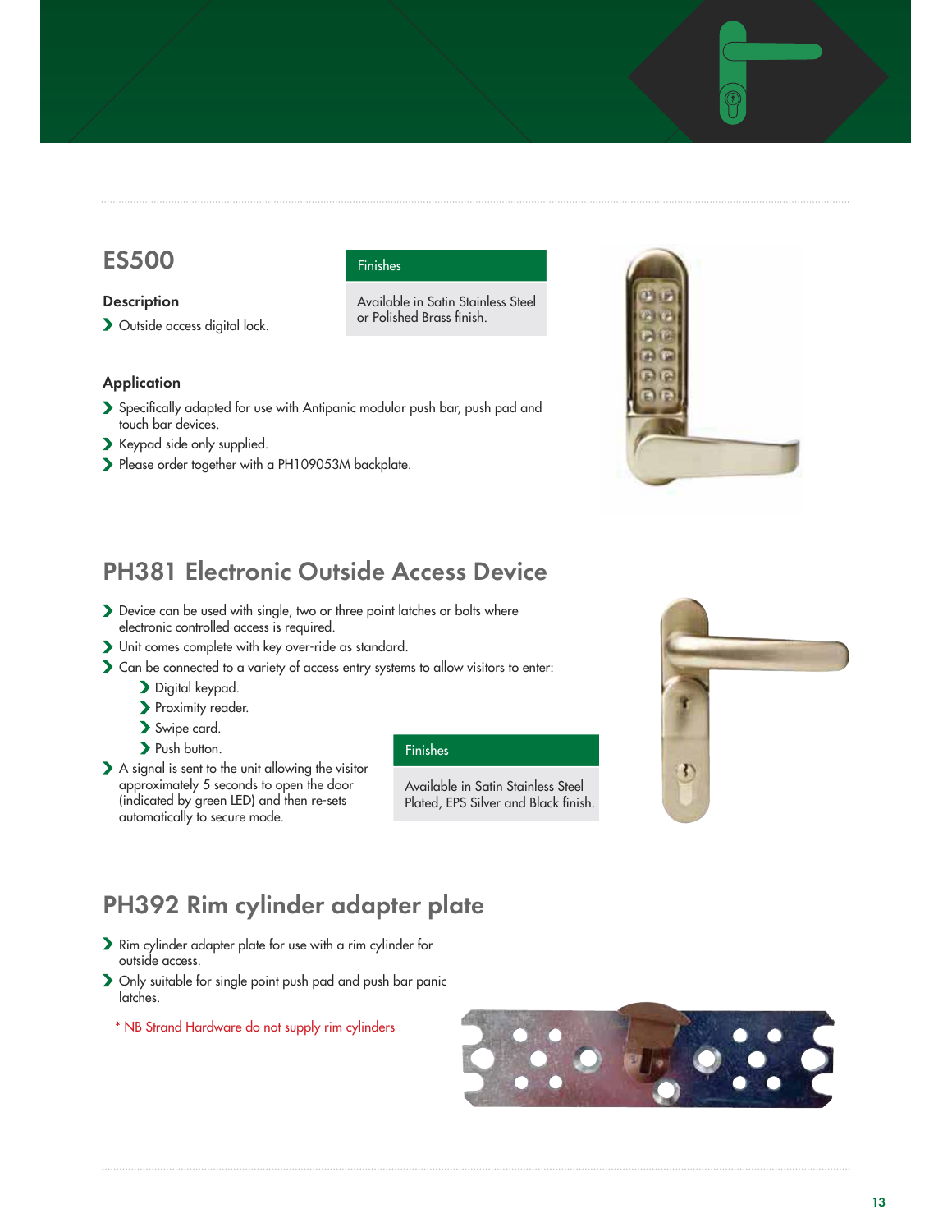## ES500

### Description

- Outside access digital lock.

### Finishes

Available in Satin Stainless Steel or Polished Brass finish.

### Application

- Specifically adapted for use with Antipanic modular push bar, push pad and touch bar devices.
- Keypad side only supplied.
- Please order together with a PH109053M backplate.

## PH381 Electronic Outside Access Device

- Device can be used with single, two or three point latches or bolts where electronic controlled access is required.
- Unit comes complete with key over-ride as standard.
- Can be connected to a variety of access entry systems to allow visitors to enter:
  - Digital keypad.
  - Proximity reader.
  - Swipe card.
  - Push button.
- A signal is sent to the unit allowing the visitor approximately 5 seconds to open the door (indicated by green LED) and then re-sets automatically to secure mode.

### Finishes

Available in Satin Stainless Steel Plated, EPS Silver and Black finish.

## PH392 Rim cylinder adapter plate

- Rim cylinder adapter plate for use with a rim cylinder for outside access.
- Only suitable for single point push pad and push bar panic latches.

\* NB Strand Hardware do not supply rim cylinders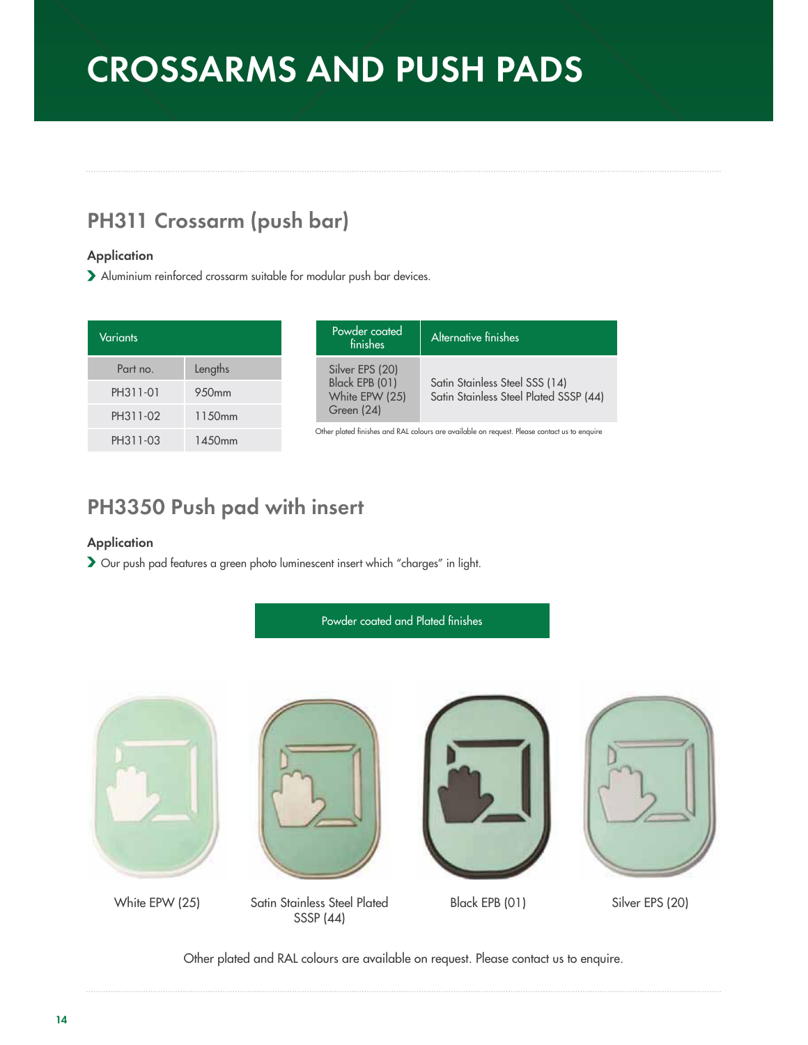# CROSSARMS AND PUSH PADS

## PH311 Crossarm (push bar)

### Application

- Aluminium reinforced crossarm suitable for modular push bar devices.

| Variants | |
|---|---|
| Part no. | Lengths |
| PH311-01 | 950mm |
| PH311-02 | 1150mm |
| PH311-03 | 1450mm |

| Powder coated finishes | Alternative finishes |
|---|---|
| Silver EPS (20)<br>Black EPB (01)<br>White EPW (25)<br>Green (24) | Satin Stainless Steel SSS (14)<br>Satin Stainless Steel Plated SSSP (44) |

Other plated finishes and RAL colours are available on request. Please contact us to enquire

## PH3350 Push pad with insert

### Application

- Our push pad features a green photo luminescent insert which "charges" in light.

**Powder coated and Plated finishes**

White EPW (25)

Satin Stainless Steel Plated SSSP (44)

Black EPB (01)

Silver EPS (20)

Other plated and RAL colours are available on request. Please contact us to enquire.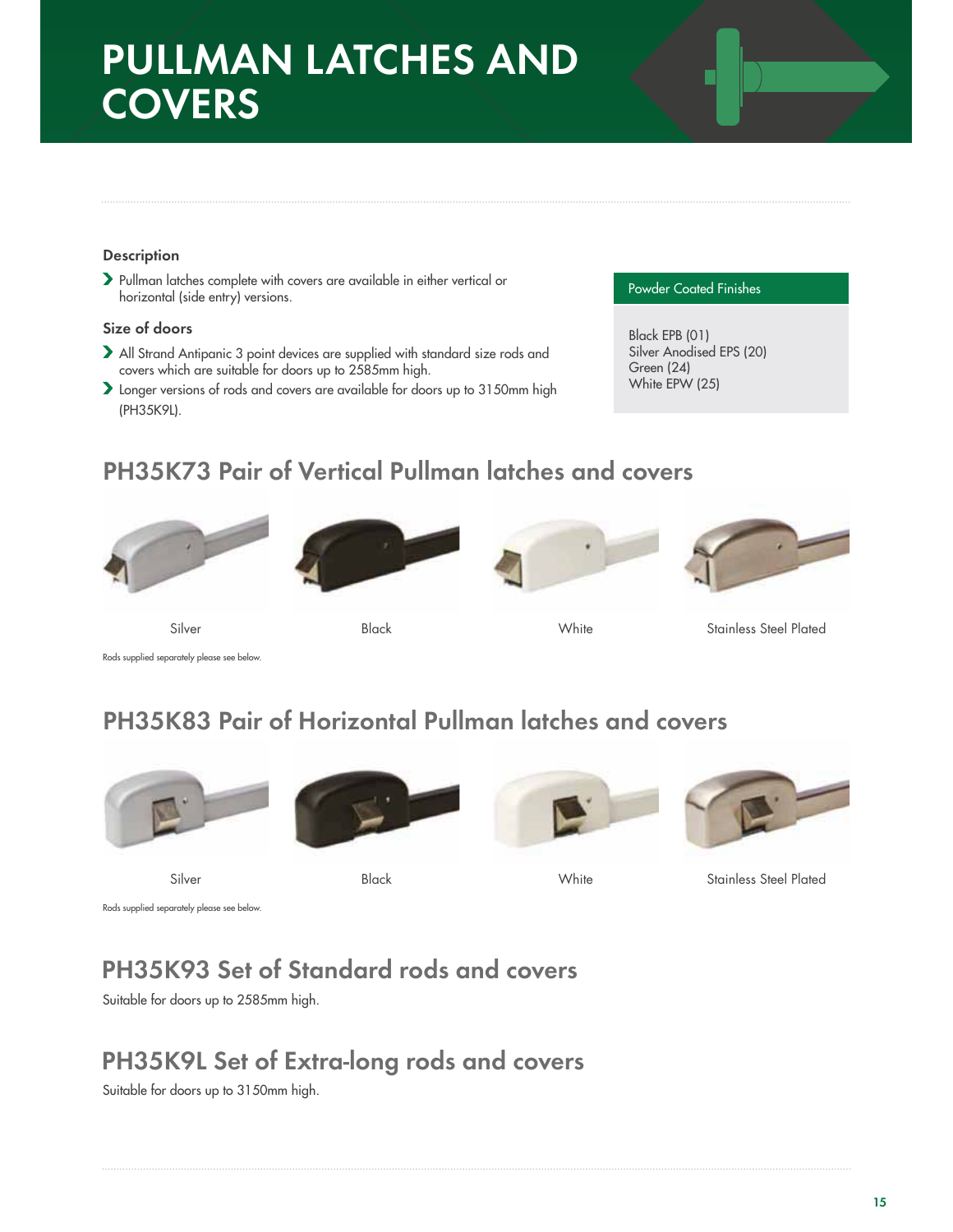# PULLMAN LATCHES AND COVERS

### Description

- Pullman latches complete with covers are available in either vertical or horizontal (side entry) versions.

### Size of doors

- All Strand Antipanic 3 point devices are supplied with standard size rods and covers which are suitable for doors up to 2585mm high.
- Longer versions of rods and covers are available for doors up to 3150mm high (PH35K9L).

| Powder Coated Finishes |
| --- |
| Black EPB (01)<br>Silver Anodised EPS (20)<br>Green (24)<br>White EPW (25) |

## PH35K73 Pair of Vertical Pullman latches and covers

Silver | Black | White | Stainless Steel Plated

Rods supplied separately please see below.

## PH35K83 Pair of Horizontal Pullman latches and covers

Silver | Black | White | Stainless Steel Plated

Rods supplied separately please see below.

## PH35K93 Set of Standard rods and covers

Suitable for doors up to 2585mm high.

## PH35K9L Set of Extra-long rods and covers

Suitable for doors up to 3150mm high.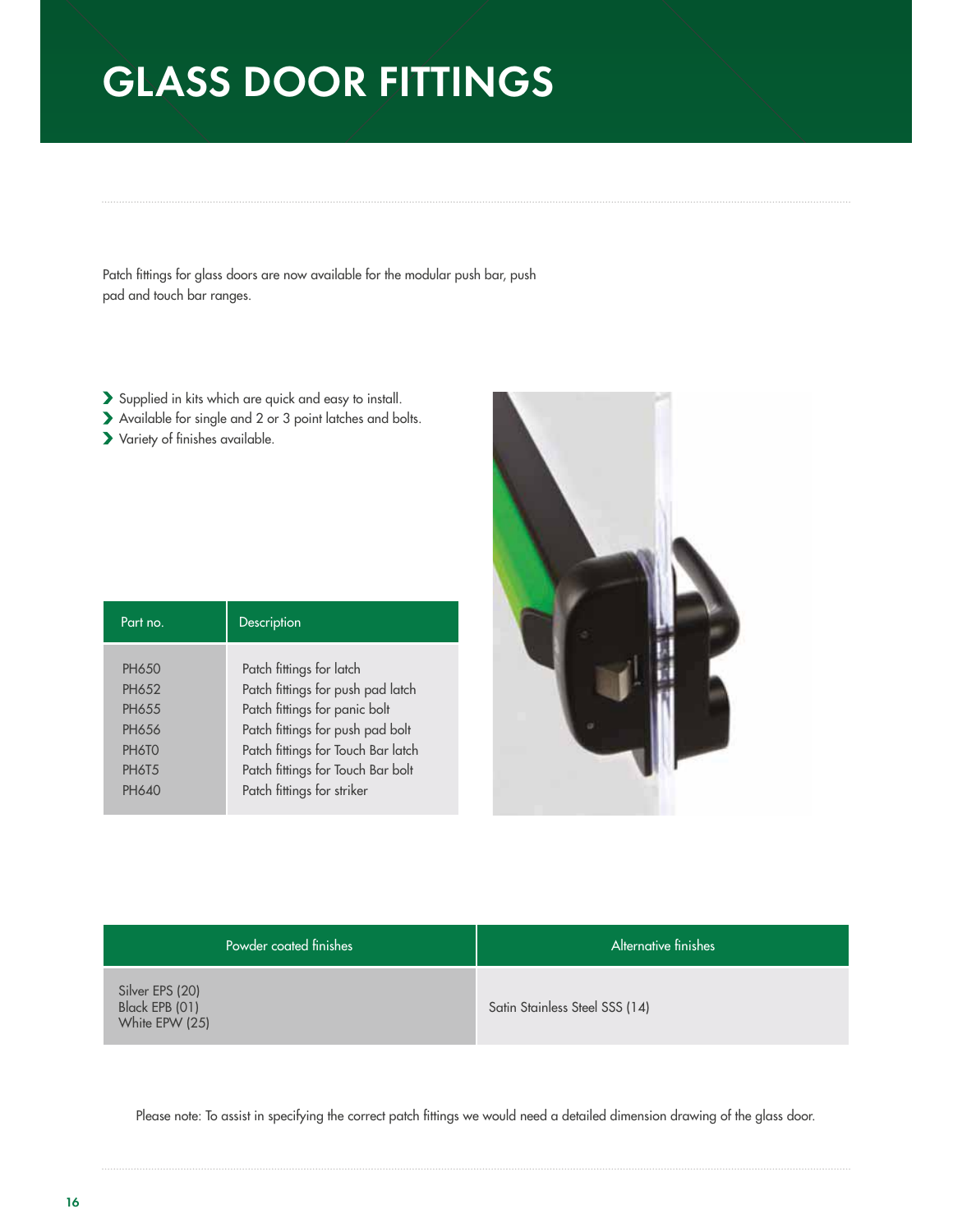# GLASS DOOR FITTINGS

Patch fittings for glass doors are now available for the modular push bar, push pad and touch bar ranges.

- Supplied in kits which are quick and easy to install.
- Available for single and 2 or 3 point latches and bolts.
- Variety of finishes available.

| Part no. | Description |
|---|---|
| PH650 | Patch fittings for latch |
| PH652 | Patch fittings for push pad latch |
| PH655 | Patch fittings for panic bolt |
| PH656 | Patch fittings for push pad bolt |
| PH6T0 | Patch fittings for Touch Bar latch |
| PH6T5 | Patch fittings for Touch Bar bolt |
| PH640 | Patch fittings for striker |

| Powder coated finishes | Alternative finishes |
|---|---|
| Silver EPS (20)<br>Black EPB (01)<br>White EPW (25) | Satin Stainless Steel SSS (14) |

Please note: To assist in specifying the correct patch fittings we would need a detailed dimension drawing of the glass door.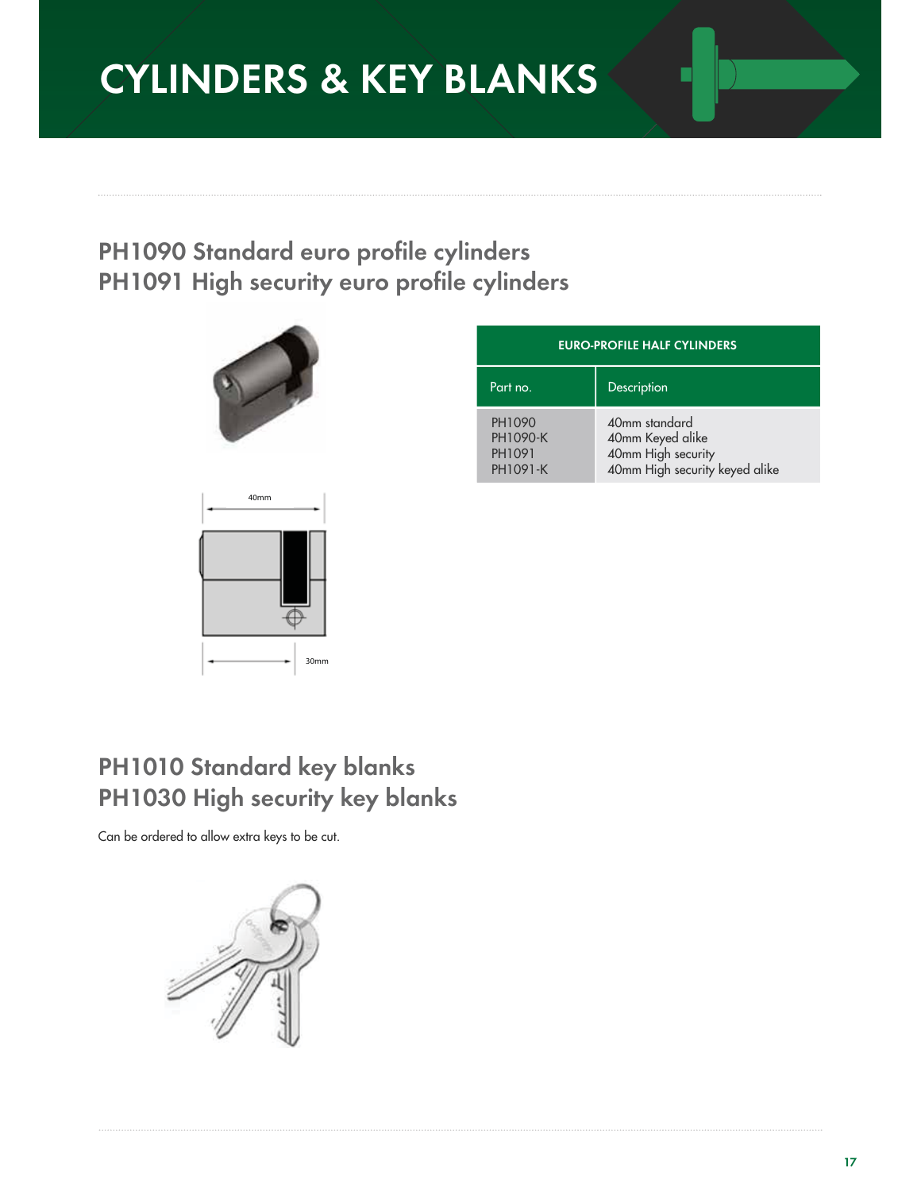# CYLINDERS & KEY BLANKS

## PH1090 Standard euro profile cylinders
## PH1091 High security euro profile cylinders

| EURO-PROFILE HALF CYLINDERS | |
|---|---|
| **Part no.** | **Description** |
| PH1090 | 40mm standard |
| PH1090-K | 40mm Keyed alike |
| PH1091 | 40mm High security |
| PH1091-K | 40mm High security keyed alike |

40mm

30mm

## PH1010 Standard key blanks
## PH1030 High security key blanks

Can be ordered to allow extra keys to be cut.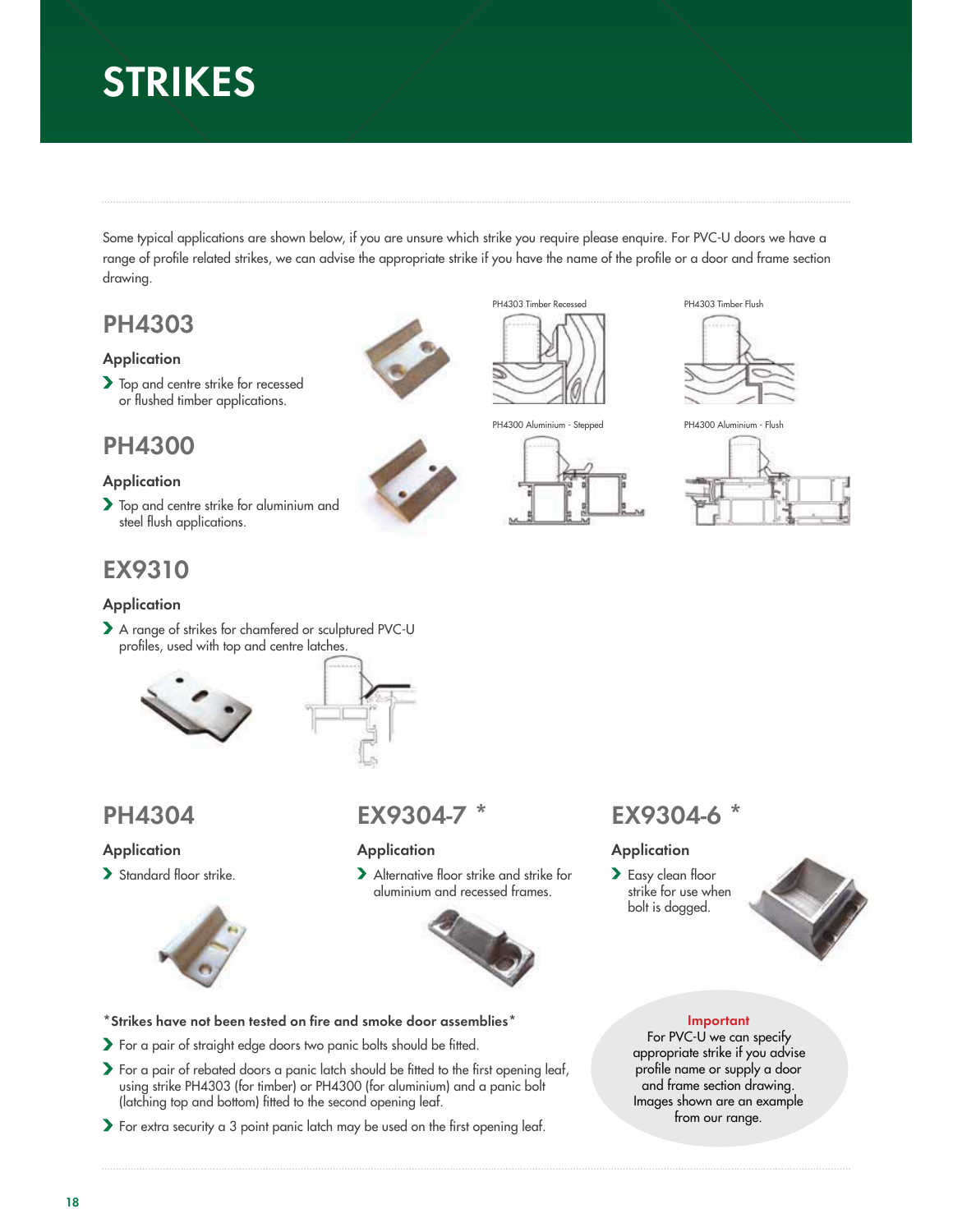# STRIKES

Some typical applications are shown below, if you are unsure which strike you require please enquire. For PVC-U doors we have a range of profile related strikes, we can advise the appropriate strike if you have the name of the profile or a door and frame section drawing.

## PH4303

### Application

- Top and centre strike for recessed or flushed timber applications.

PH4303 Timber Recessed

PH4303 Timber Flush

## PH4300

### Application

- Top and centre strike for aluminium and steel flush applications.

PH4300 Aluminium - Stepped

PH4300 Aluminium - Flush

## EX9310

### Application

- A range of strikes for chamfered or sculptured PVC-U profiles, used with top and centre latches.

## PH4304

### Application

- Standard floor strike.

## EX9304-7 *

### Application

- Alternative floor strike and strike for aluminium and recessed frames.

## EX9304-6 *

### Application

- Easy clean floor strike for use when bolt is dogged.

**\*Strikes have not been tested on fire and smoke door assemblies\***

- For a pair of straight edge doors two panic bolts should be fitted.
- For a pair of rebated doors a panic latch should be fitted to the first opening leaf, using strike PH4303 (for timber) or PH4300 (for aluminium) and a panic bolt (latching top and bottom) fitted to the second opening leaf.
- For extra security a 3 point panic latch may be used on the first opening leaf.

**Important**
For PVC-U we can specify appropriate strike if you advise profile name or supply a door and frame section drawing. Images shown are an example from our range.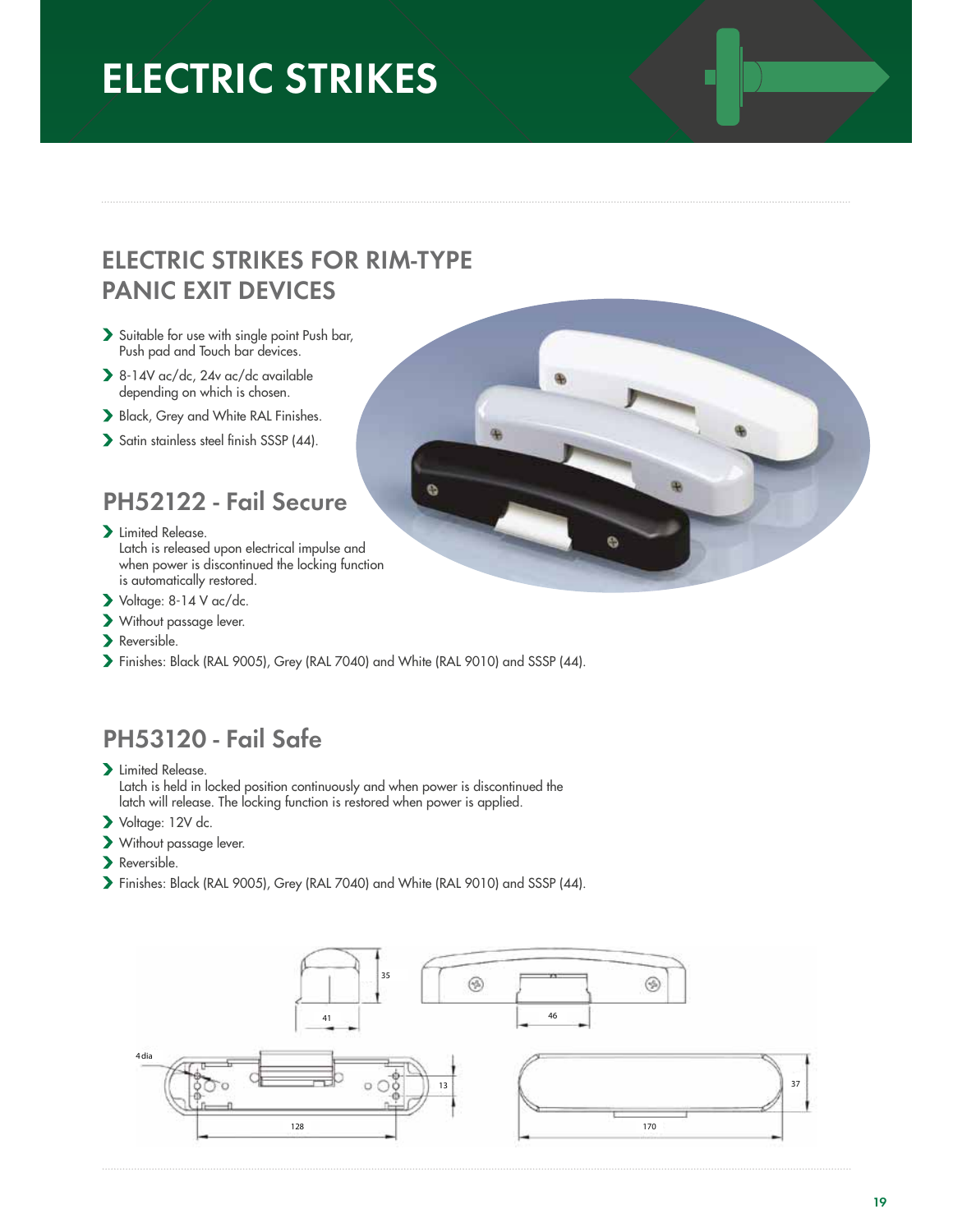# ELECTRIC STRIKES

## ELECTRIC STRIKES FOR RIM-TYPE PANIC EXIT DEVICES

- Suitable for use with single point Push bar, Push pad and Touch bar devices.
- 8-14V ac/dc, 24v ac/dc available depending on which is chosen.
- Black, Grey and White RAL Finishes.
- Satin stainless steel finish SSSP (44).

### PH52122 - Fail Secure

- Limited Release.
  Latch is released upon electrical impulse and when power is discontinued the locking function is automatically restored.
- Voltage: 8-14 V ac/dc.
- Without passage lever.
- Reversible.
- Finishes: Black (RAL 9005), Grey (RAL 7040) and White (RAL 9010) and SSSP (44).

### PH53120 - Fail Safe

- Limited Release.
  Latch is held in locked position continuously and when power is discontinued the latch will release. The locking function is restored when power is applied.
- Voltage: 12V dc.
- Without passage lever.
- Reversible.
- Finishes: Black (RAL 9005), Grey (RAL 7040) and White (RAL 9010) and SSSP (44).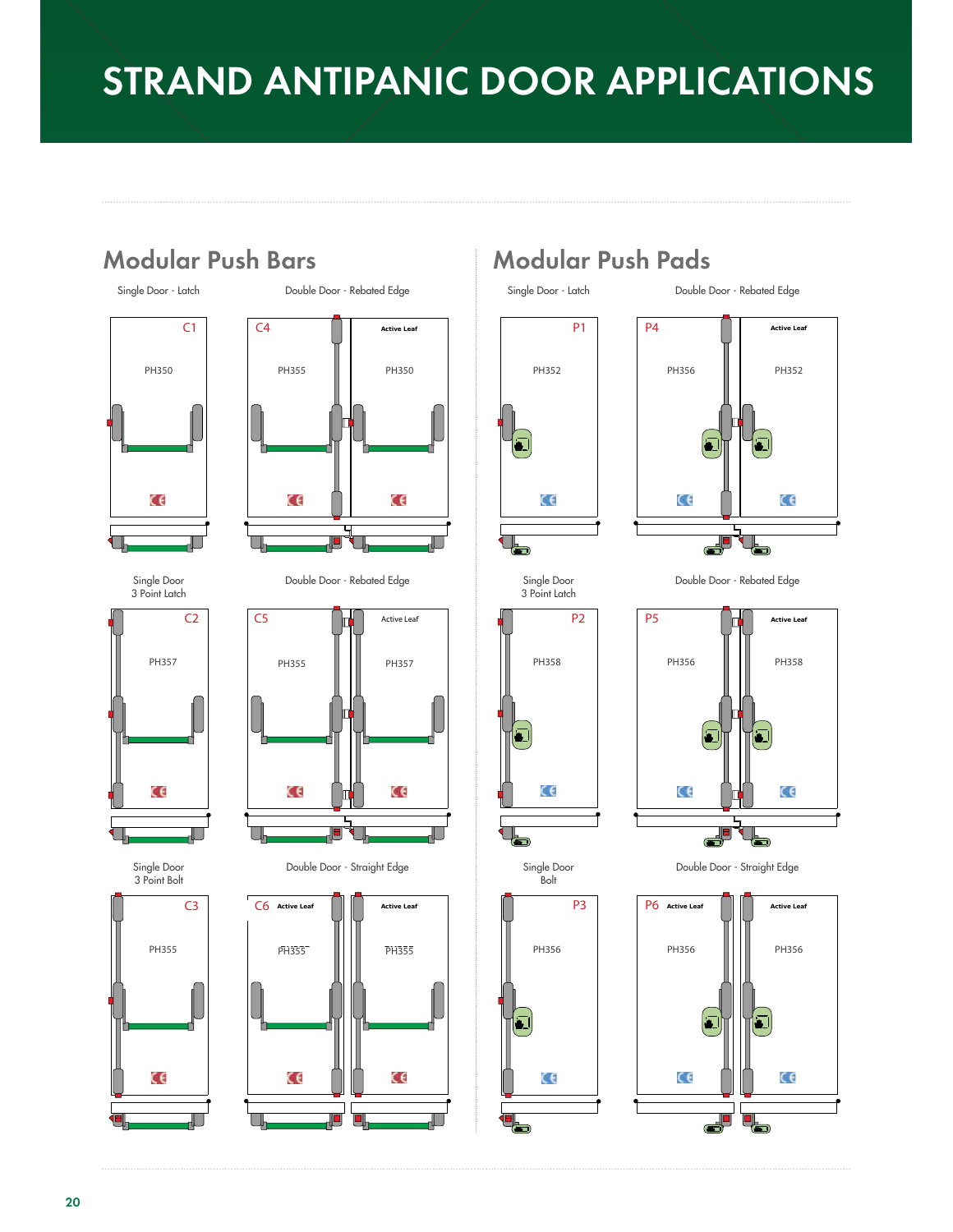# STRAND ANTIPANIC DOOR APPLICATIONS

## Modular Push Bars

Single Door - Latch

C1
PH350

Double Door - Rebated Edge

C4
PH355

Active Leaf
PH350

Single Door
3 Point Latch

C2
PH357

Double Door - Rebated Edge

C5
PH355

Active Leaf
PH357

Single Door
3 Point Bolt

C3
PH355

Double Door - Straight Edge

C6 Active Leaf
PH355

Active Leaf
PH355

## Modular Push Pads

Single Door - Latch

P1
PH352

Double Door - Rebated Edge

P4
PH356

Active Leaf
PH352

Single Door
3 Point Latch

P2
PH358

Double Door - Rebated Edge

P5
PH356

Active Leaf
PH358

Single Door
Bolt

P3
PH356

Double Door - Straight Edge

P6 Active Leaf
PH356

Active Leaf
PH356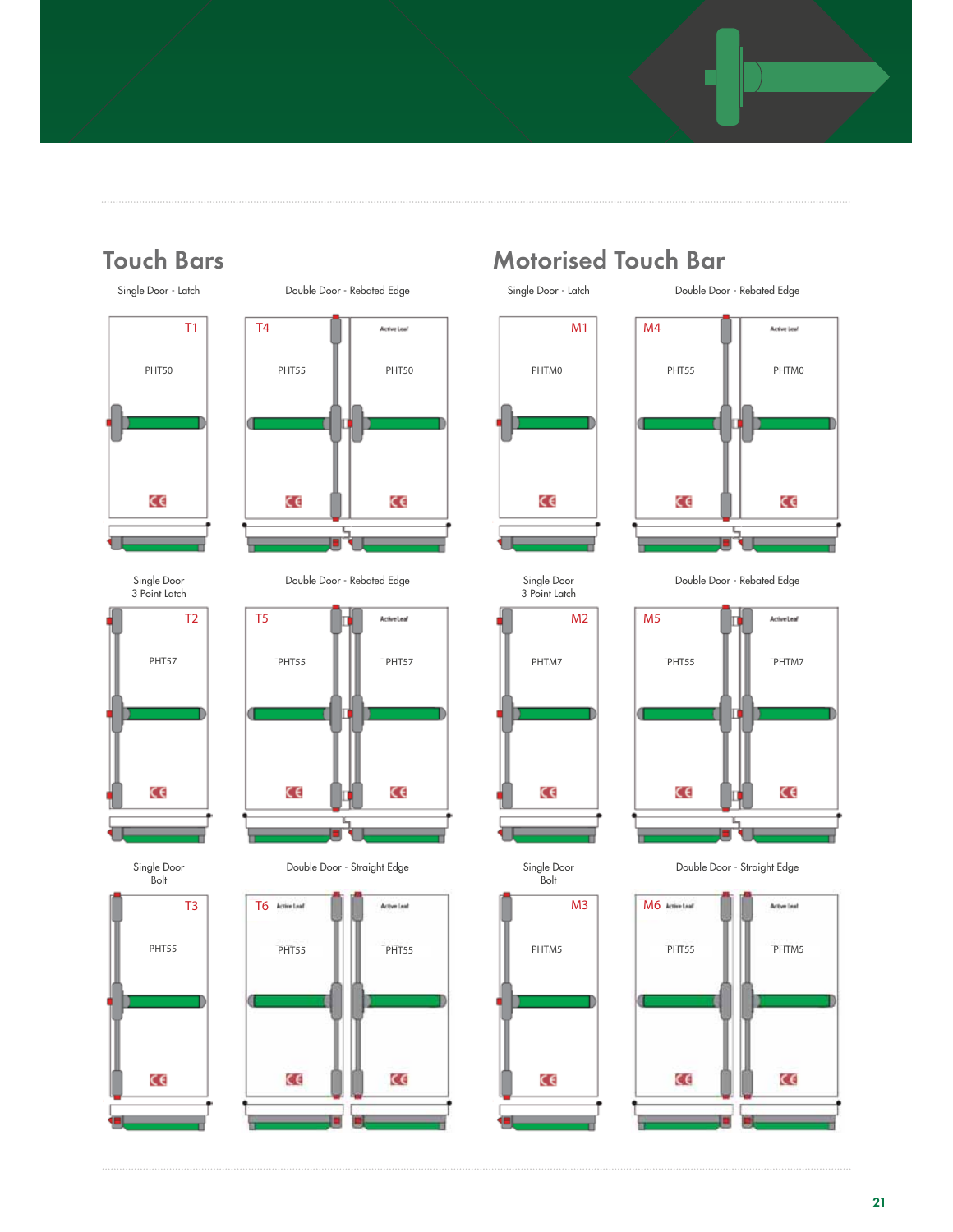## Touch Bars

Single Door - Latch

T1

PHT50

Double Door - Rebated Edge

T4

PHT55

Active Leaf

PHT50

Single Door
3 Point Latch

T2

PHT57

Double Door - Rebated Edge

T5

PHT55

Active Leaf

PHT57

Single Door
Bolt

T3

PHT55

Double Door - Straight Edge

T6

Active Leaf

PHT55

Active Leaf

PHT55

## Motorised Touch Bar

Single Door - Latch

M1

PHTM0

Double Door - Rebated Edge

M4

PHT55

Active Leaf

PHTM0

Single Door
3 Point Latch

M2

PHTM7

Double Door - Rebated Edge

M5

PHT55

Active Leaf

PHTM7

Single Door
Bolt

M3

PHTM5

Double Door - Straight Edge

M6

Active Leaf

PHT55

Active Leaf

PHTM5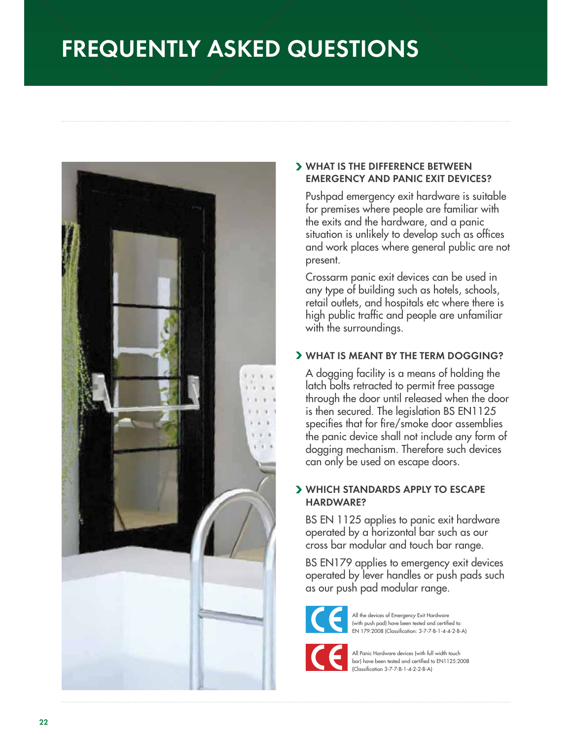# FREQUENTLY ASKED QUESTIONS

## WHAT IS THE DIFFERENCE BETWEEN EMERGENCY AND PANIC EXIT DEVICES?

Pushpad emergency exit hardware is suitable for premises where people are familiar with the exits and the hardware, and a panic situation is unlikely to develop such as offices and work places where general public are not present.

Crossarm panic exit devices can be used in any type of building such as hotels, schools, retail outlets, and hospitals etc where there is high public traffic and people are unfamiliar with the surroundings.

## WHAT IS MEANT BY THE TERM DOGGING?

A dogging facility is a means of holding the latch bolts retracted to permit free passage through the door until released when the door is then secured. The legislation BS EN1125 specifies that for fire/smoke door assemblies the panic device shall not include any form of dogging mechanism. Therefore such devices can only be used on escape doors.

## WHICH STANDARDS APPLY TO ESCAPE HARDWARE?

BS EN 1125 applies to panic exit hardware operated by a horizontal bar such as our cross bar modular and touch bar range.

BS EN179 applies to emergency exit devices operated by lever handles or push pads such as our push pad modular range.

All the devices of Emergency Exit Hardware (with push pad) have been tested and certified to: EN 179:2008 (Classification: 3-7-7-B-1-4-4-2-B-A)

All Panic Hardware devices (with full width touch bar) have been tested and certified to EN1125:2008 (Classification 3-7-7-B-1-4-2-2-B-A)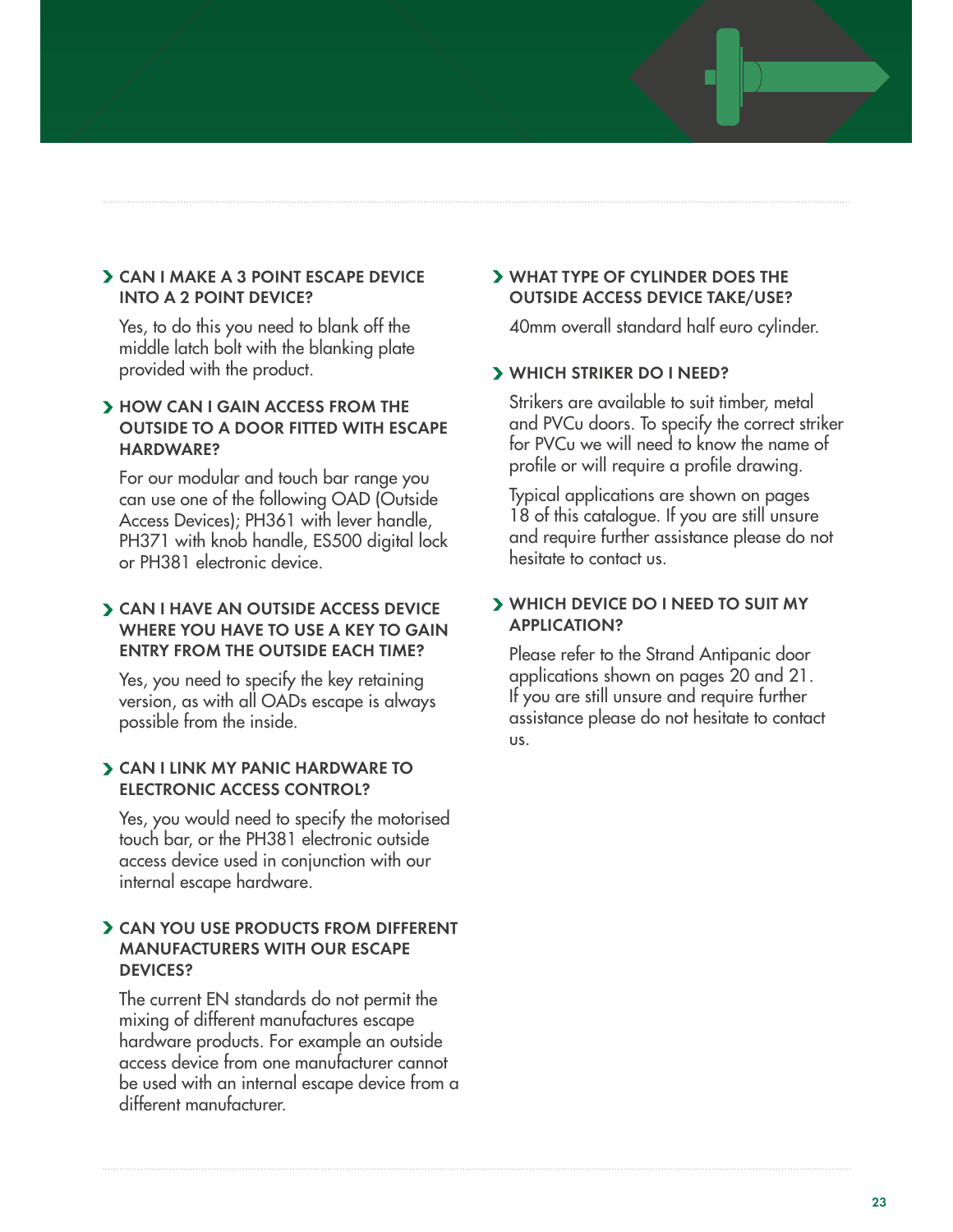### CAN I MAKE A 3 POINT ESCAPE DEVICE INTO A 2 POINT DEVICE?

Yes, to do this you need to blank off the middle latch bolt with the blanking plate provided with the product.

### HOW CAN I GAIN ACCESS FROM THE OUTSIDE TO A DOOR FITTED WITH ESCAPE HARDWARE?

For our modular and touch bar range you can use one of the following OAD (Outside Access Devices); PH361 with lever handle, PH371 with knob handle, ES500 digital lock or PH381 electronic device.

### CAN I HAVE AN OUTSIDE ACCESS DEVICE WHERE YOU HAVE TO USE A KEY TO GAIN ENTRY FROM THE OUTSIDE EACH TIME?

Yes, you need to specify the key retaining version, as with all OADs escape is always possible from the inside.

### CAN I LINK MY PANIC HARDWARE TO ELECTRONIC ACCESS CONTROL?

Yes, you would need to specify the motorised touch bar, or the PH381 electronic outside access device used in conjunction with our internal escape hardware.

### CAN YOU USE PRODUCTS FROM DIFFERENT MANUFACTURERS WITH OUR ESCAPE DEVICES?

The current EN standards do not permit the mixing of different manufactures escape hardware products. For example an outside access device from one manufacturer cannot be used with an internal escape device from a different manufacturer.

### WHAT TYPE OF CYLINDER DOES THE OUTSIDE ACCESS DEVICE TAKE/USE?

40mm overall standard half euro cylinder.

### WHICH STRIKER DO I NEED?

Strikers are available to suit timber, metal and PVCu doors. To specify the correct striker for PVCu we will need to know the name of profile or will require a profile drawing.

Typical applications are shown on pages 18 of this catalogue. If you are still unsure and require further assistance please do not hesitate to contact us.

### WHICH DEVICE DO I NEED TO SUIT MY APPLICATION?

Please refer to the Strand Antipanic door applications shown on pages 20 and 21. If you are still unsure and require further assistance please do not hesitate to contact us.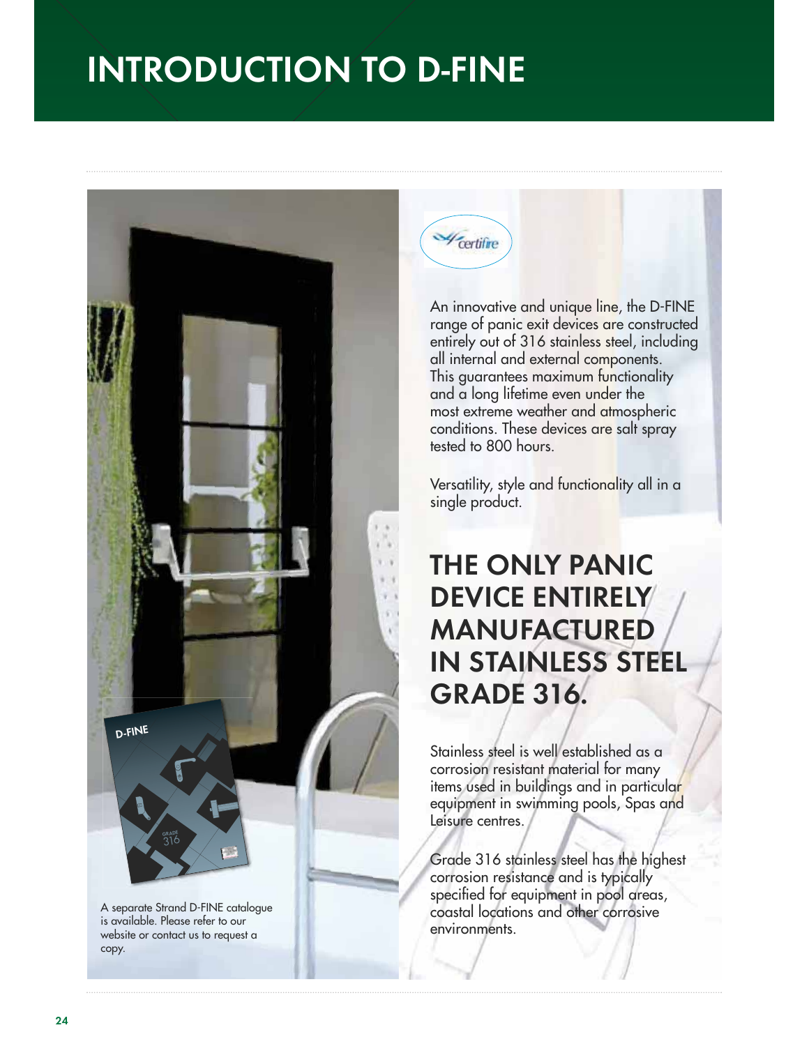# INTRODUCTION TO D-FINE

A separate Strand D-FINE catalogue is available. Please refer to our website or contact us to request a copy.

certifire

An innovative and unique line, the D-FINE range of panic exit devices are constructed entirely out of 316 stainless steel, including all internal and external components. This guarantees maximum functionality and a long lifetime even under the most extreme weather and atmospheric conditions. These devices are salt spray tested to 800 hours.

Versatility, style and functionality all in a single product.

## THE ONLY PANIC DEVICE ENTIRELY MANUFACTURED IN STAINLESS STEEL GRADE 316.

Stainless steel is well established as a corrosion resistant material for many items used in buildings and in particular equipment in swimming pools, Spas and Leisure centres.

Grade 316 stainless steel has the highest corrosion resistance and is typically specified for equipment in pool areas, coastal locations and other corrosive environments.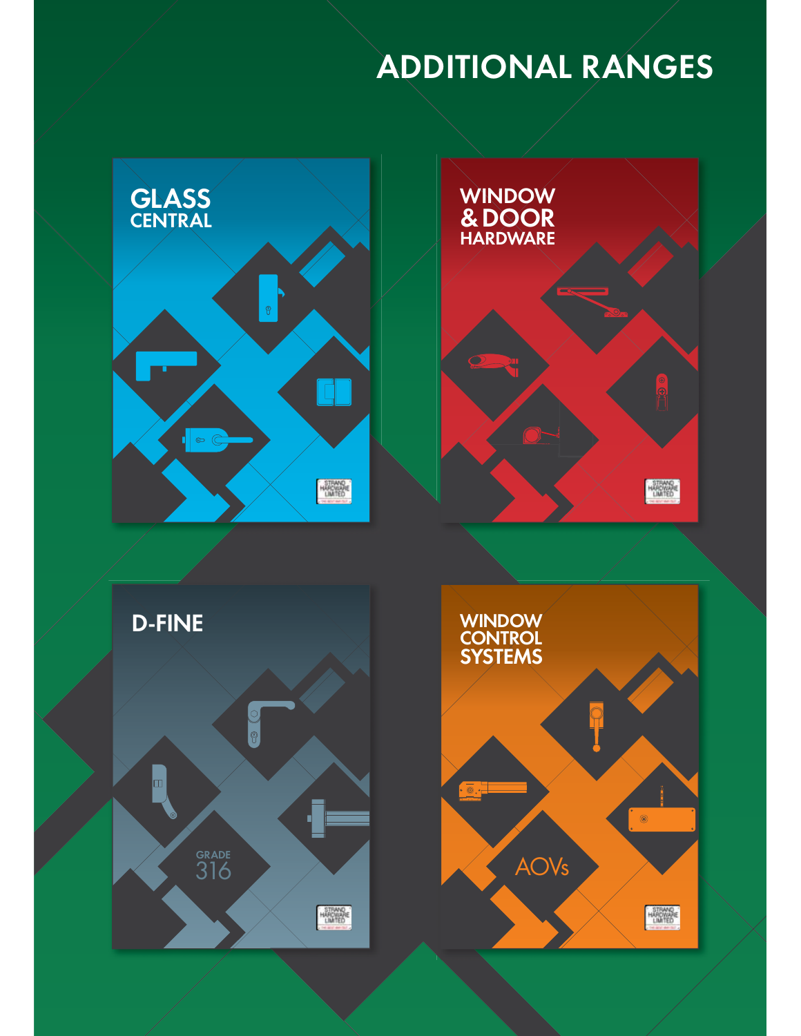# ADDITIONAL RANGES

## GLASS CENTRAL

## WINDOW & DOOR HARDWARE

## D-FINE

GRADE 316

## WINDOW CONTROL SYSTEMS

AOVs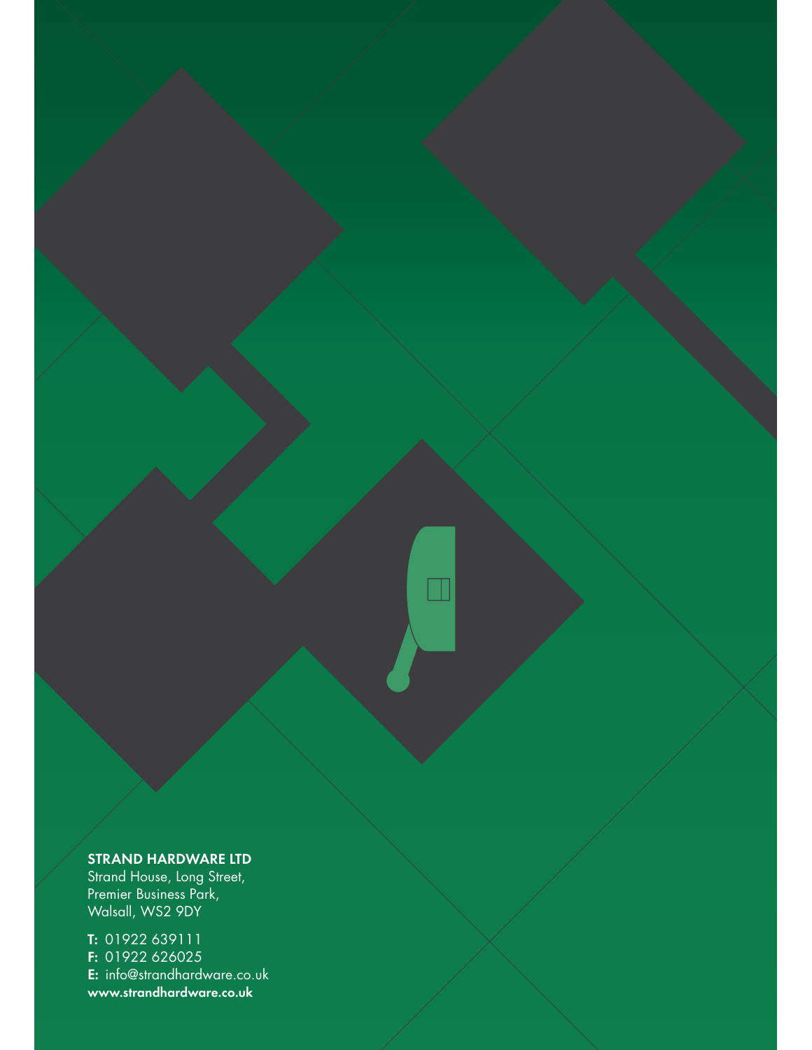**STRAND HARDWARE LTD**
Strand House, Long Street,
Premier Business Park,
Walsall, WS2 9DY

**T:** 01922 639111
**F:** 01922 626025
**E:** info@strandhardware.co.uk
**www.strandhardware.co.uk**